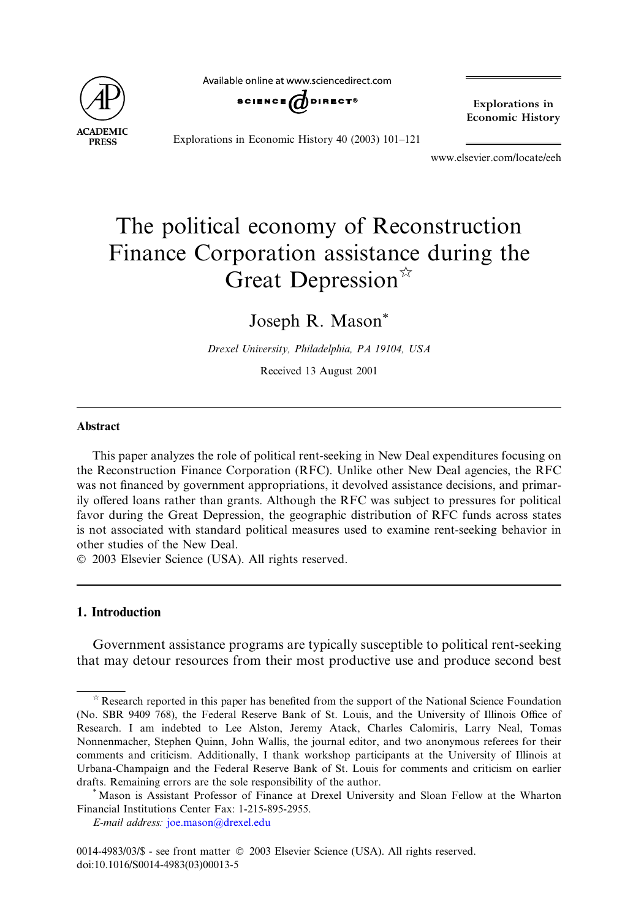# The political economy of Reconstruction Finance Corporation assistance during the Great Depression[☆]

Joseph R. Mason[*]

*Drexel University, Philadelphia, PA 19104, USA*

Received 13 August 2001

## Abstract

This paper analyzes the role of political rent-seeking in New Deal expenditures focusing on the Reconstruction Finance Corporation (RFC). Unlike other New Deal agencies, the RFC was not financed by government appropriations, it devolved assistance decisions, and primarily offered loans rather than grants. Although the RFC was subject to pressures for political favor during the Great Depression, the geographic distribution of RFC funds across states is not associated with standard political measures used to examine rent-seeking behavior in other studies of the New Deal.

© 2003 Elsevier Science (USA). All rights reserved.

## 1. Introduction

Government assistance programs are typically susceptible to political rent-seeking that may detour resources from their most productive use and produce second best

---

[☆] Research reported in this paper has benefited from the support of the National Science Foundation (No. SBR 9409 768), the Federal Reserve Bank of St. Louis, and the University of Illinois Office of Research. I am indebted to Lee Alston, Jeremy Atack, Charles Calomiris, Larry Neal, Tomas Nonnenmacher, Stephen Quinn, John Wallis, the journal editor, and two anonymous referees for their comments and criticism. Additionally, I thank workshop participants at the University of Illinois at Urbana-Champaign and the Federal Reserve Bank of St. Louis for comments and criticism on earlier drafts. Remaining errors are the sole responsibility of the author.

[*] Mason is Assistant Professor of Finance at Drexel University and Sloan Fellow at the Wharton Financial Institutions Center Fax: 1-215-895-2955.

*E-mail address:* joe.mason@drexel.edu

0014-4983/03/$ - see front matter © 2003 Elsevier Science (USA). All rights reserved.
doi:10.1016/S0014-4983(03)00013-5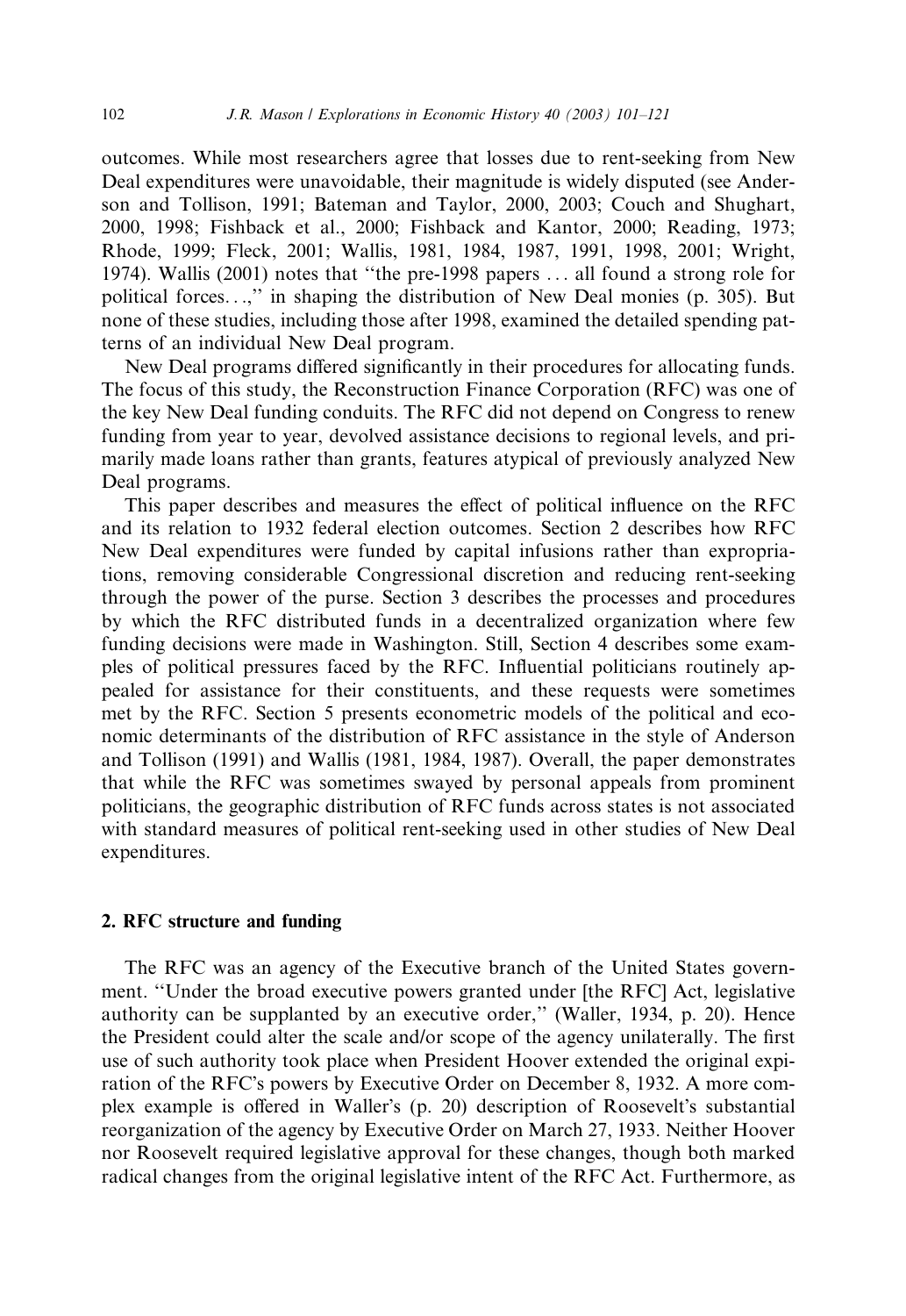outcomes. While most researchers agree that losses due to rent-seeking from New Deal expenditures were unavoidable, their magnitude is widely disputed (see Anderson and Tollison, 1991; Bateman and Taylor, 2000, 2003; Couch and Shughart, 2000, 1998; Fishback et al., 2000; Fishback and Kantor, 2000; Reading, 1973; Rhode, 1999; Fleck, 2001; Wallis, 1981, 1984, 1987, 1991, 1998, 2001; Wright, 1974). Wallis (2001) notes that "the pre-1998 papers ... all found a strong role for political forces...," in shaping the distribution of New Deal monies (p. 305). But none of these studies, including those after 1998, examined the detailed spending patterns of an individual New Deal program.

New Deal programs differed significantly in their procedures for allocating funds. The focus of this study, the Reconstruction Finance Corporation (RFC) was one of the key New Deal funding conduits. The RFC did not depend on Congress to renew funding from year to year, devolved assistance decisions to regional levels, and primarily made loans rather than grants, features atypical of previously analyzed New Deal programs.

This paper describes and measures the effect of political influence on the RFC and its relation to 1932 federal election outcomes. Section 2 describes how RFC New Deal expenditures were funded by capital infusions rather than expropriations, removing considerable Congressional discretion and reducing rent-seeking through the power of the purse. Section 3 describes the processes and procedures by which the RFC distributed funds in a decentralized organization where few funding decisions were made in Washington. Still, Section 4 describes some examples of political pressures faced by the RFC. Influential politicians routinely appealed for assistance for their constituents, and these requests were sometimes met by the RFC. Section 5 presents econometric models of the political and economic determinants of the distribution of RFC assistance in the style of Anderson and Tollison (1991) and Wallis (1981, 1984, 1987). Overall, the paper demonstrates that while the RFC was sometimes swayed by personal appeals from prominent politicians, the geographic distribution of RFC funds across states is not associated with standard measures of political rent-seeking used in other studies of New Deal expenditures.

## 2. RFC structure and funding

The RFC was an agency of the Executive branch of the United States government. "Under the broad executive powers granted under [the RFC] Act, legislative authority can be supplanted by an executive order," (Waller, 1934, p. 20). Hence the President could alter the scale and/or scope of the agency unilaterally. The first use of such authority took place when President Hoover extended the original expiration of the RFC's powers by Executive Order on December 8, 1932. A more complex example is offered in Waller's (p. 20) description of Roosevelt's substantial reorganization of the agency by Executive Order on March 27, 1933. Neither Hoover nor Roosevelt required legislative approval for these changes, though both marked radical changes from the original legislative intent of the RFC Act. Furthermore, as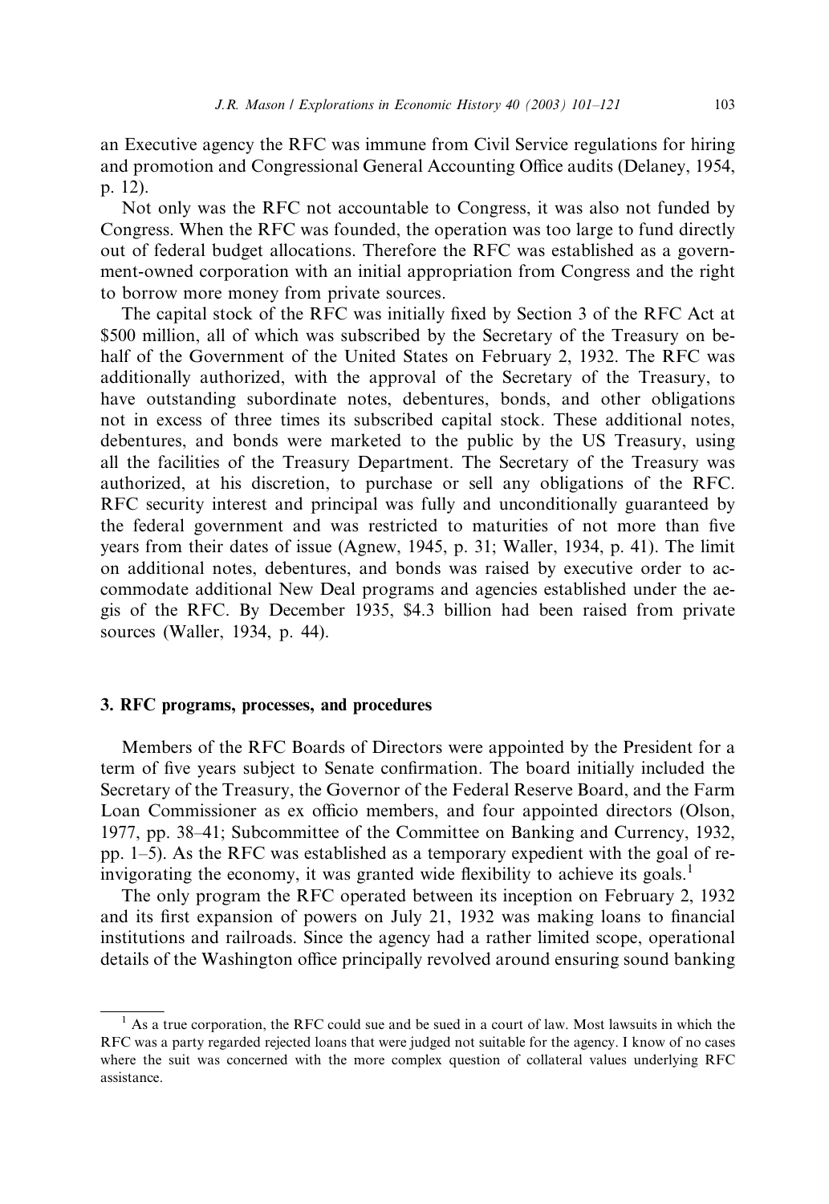an Executive agency the RFC was immune from Civil Service regulations for hiring and promotion and Congressional General Accounting Office audits (Delaney, 1954, p. 12).

Not only was the RFC not accountable to Congress, it was also not funded by Congress. When the RFC was founded, the operation was too large to fund directly out of federal budget allocations. Therefore the RFC was established as a government-owned corporation with an initial appropriation from Congress and the right to borrow more money from private sources.

The capital stock of the RFC was initially fixed by Section 3 of the RFC Act at $500 million, all of which was subscribed by the Secretary of the Treasury on behalf of the Government of the United States on February 2, 1932. The RFC was additionally authorized, with the approval of the Secretary of the Treasury, to have outstanding subordinate notes, debentures, bonds, and other obligations not in excess of three times its subscribed capital stock. These additional notes, debentures, and bonds were marketed to the public by the US Treasury, using all the facilities of the Treasury Department. The Secretary of the Treasury was authorized, at his discretion, to purchase or sell any obligations of the RFC. RFC security interest and principal was fully and unconditionally guaranteed by the federal government and was restricted to maturities of not more than five years from their dates of issue (Agnew, 1945, p. 31; Waller, 1934, p. 41). The limit on additional notes, debentures, and bonds was raised by executive order to accommodate additional New Deal programs and agencies established under the aegis of the RFC. By December 1935, $4.3 billion had been raised from private sources (Waller, 1934, p. 44).

## 3. RFC programs, processes, and procedures

Members of the RFC Boards of Directors were appointed by the President for a term of five years subject to Senate confirmation. The board initially included the Secretary of the Treasury, the Governor of the Federal Reserve Board, and the Farm Loan Commissioner as ex officio members, and four appointed directors (Olson, 1977, pp. 38–41; Subcommittee of the Committee on Banking and Currency, 1932, pp. 1–5). As the RFC was established as a temporary expedient with the goal of reinvigorating the economy, it was granted wide flexibility to achieve its goals.[1]

The only program the RFC operated between its inception on February 2, 1932 and its first expansion of powers on July 21, 1932 was making loans to financial institutions and railroads. Since the agency had a rather limited scope, operational details of the Washington office principally revolved around ensuring sound banking

[1] As a true corporation, the RFC could sue and be sued in a court of law. Most lawsuits in which the RFC was a party regarded rejected loans that were judged not suitable for the agency. I know of no cases where the suit was concerned with the more complex question of collateral values underlying RFC assistance.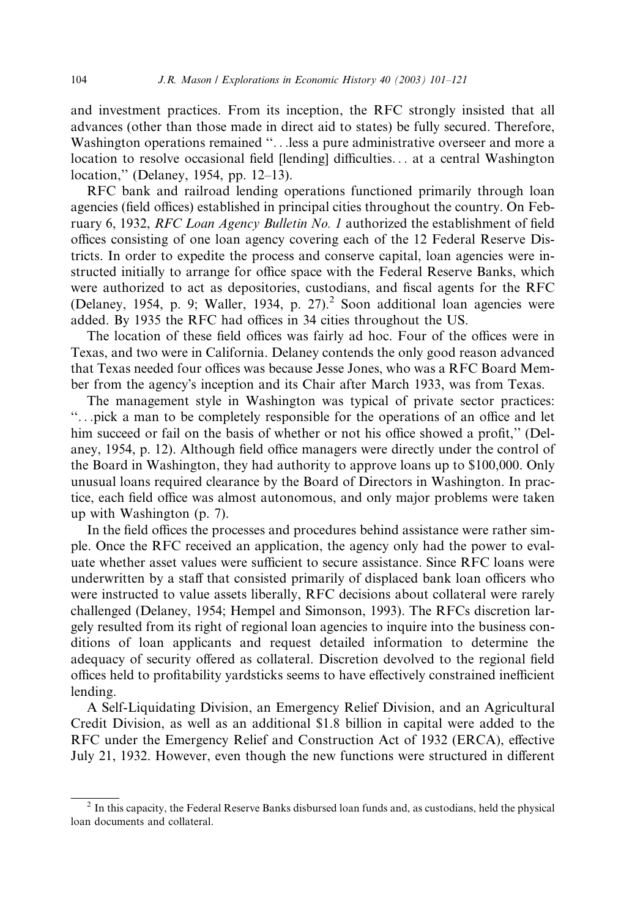and investment practices. From its inception, the RFC strongly insisted that all advances (other than those made in direct aid to states) be fully secured. Therefore, Washington operations remained "...less a pure administrative overseer and more a location to resolve occasional field [lending] difficulties... at a central Washington location," (Delaney, 1954, pp. 12–13).

RFC bank and railroad lending operations functioned primarily through loan agencies (field offices) established in principal cities throughout the country. On February 6, 1932, *RFC Loan Agency Bulletin No. 1* authorized the establishment of field offices consisting of one loan agency covering each of the 12 Federal Reserve Districts. In order to expedite the process and conserve capital, loan agencies were instructed initially to arrange for office space with the Federal Reserve Banks, which were authorized to act as depositories, custodians, and fiscal agents for the RFC (Delaney, 1954, p. 9; Waller, 1934, p. 27).[2] Soon additional loan agencies were added. By 1935 the RFC had offices in 34 cities throughout the US.

The location of these field offices was fairly ad hoc. Four of the offices were in Texas, and two were in California. Delaney contends the only good reason advanced that Texas needed four offices was because Jesse Jones, who was a RFC Board Member from the agency's inception and its Chair after March 1933, was from Texas.

The management style in Washington was typical of private sector practices: "...pick a man to be completely responsible for the operations of an office and let him succeed or fail on the basis of whether or not his office showed a profit," (Delaney, 1954, p. 12). Although field office managers were directly under the control of the Board in Washington, they had authority to approve loans up to $100,000. Only unusual loans required clearance by the Board of Directors in Washington. In practice, each field office was almost autonomous, and only major problems were taken up with Washington (p. 7).

In the field offices the processes and procedures behind assistance were rather simple. Once the RFC received an application, the agency only had the power to evaluate whether asset values were sufficient to secure assistance. Since RFC loans were underwritten by a staff that consisted primarily of displaced bank loan officers who were instructed to value assets liberally, RFC decisions about collateral were rarely challenged (Delaney, 1954; Hempel and Simonson, 1993). The RFCs discretion largely resulted from its right of regional loan agencies to inquire into the business conditions of loan applicants and request detailed information to determine the adequacy of security offered as collateral. Discretion devolved to the regional field offices held to profitability yardsticks seems to have effectively constrained inefficient lending.

A Self-Liquidating Division, an Emergency Relief Division, and an Agricultural Credit Division, as well as an additional $1.8 billion in capital were added to the RFC under the Emergency Relief and Construction Act of 1932 (ERCA), effective July 21, 1932. However, even though the new functions were structured in different

---

[2] In this capacity, the Federal Reserve Banks disbursed loan funds and, as custodians, held the physical loan documents and collateral.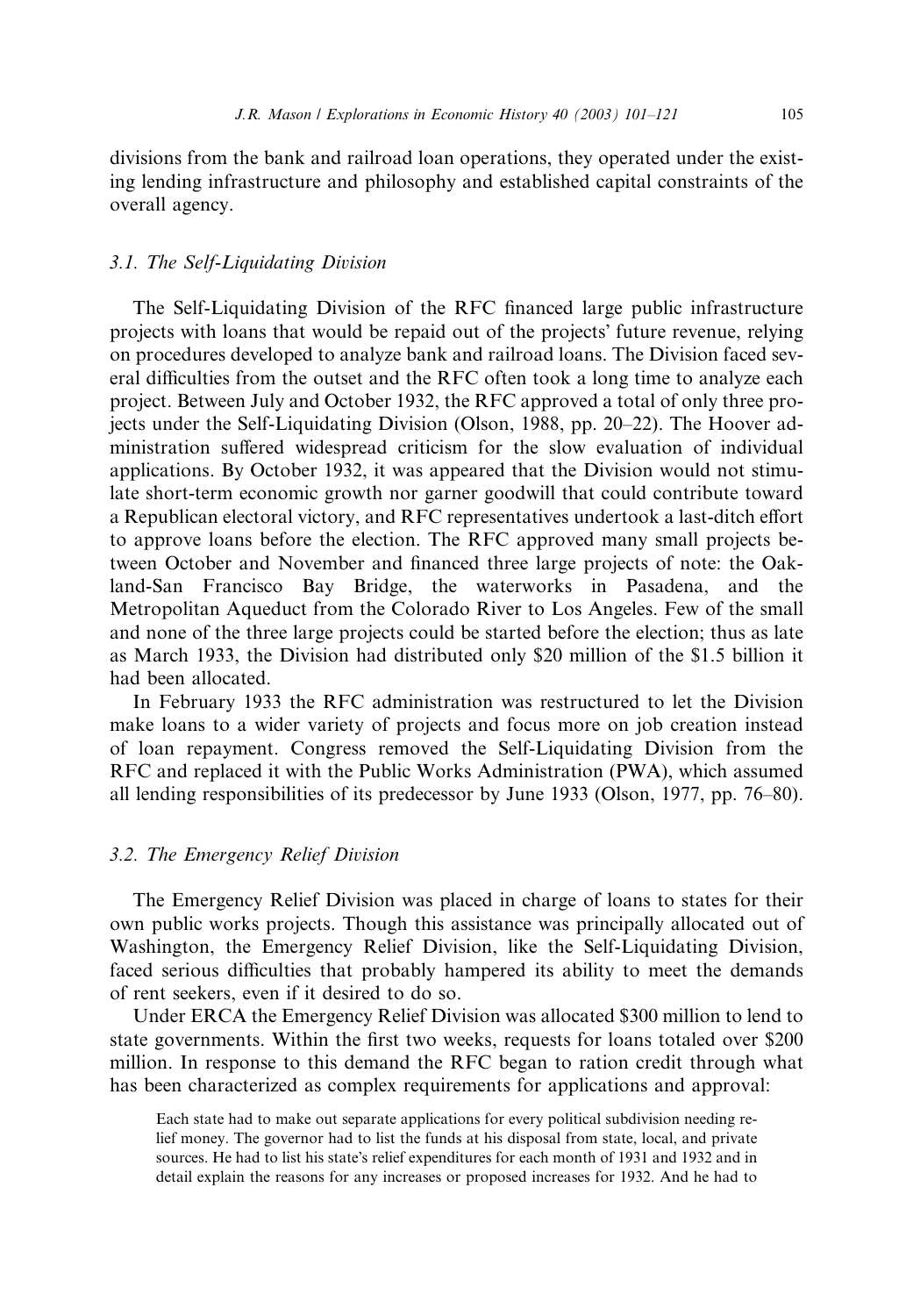divisions from the bank and railroad loan operations, they operated under the existing lending infrastructure and philosophy and established capital constraints of the overall agency.

### 3.1. The Self-Liquidating Division

The Self-Liquidating Division of the RFC financed large public infrastructure projects with loans that would be repaid out of the projects' future revenue, relying on procedures developed to analyze bank and railroad loans. The Division faced several difficulties from the outset and the RFC often took a long time to analyze each project. Between July and October 1932, the RFC approved a total of only three projects under the Self-Liquidating Division (Olson, 1988, pp. 20–22). The Hoover administration suffered widespread criticism for the slow evaluation of individual applications. By October 1932, it was appeared that the Division would not stimulate short-term economic growth nor garner goodwill that could contribute toward a Republican electoral victory, and RFC representatives undertook a last-ditch effort to approve loans before the election. The RFC approved many small projects between October and November and financed three large projects of note: the Oakland-San Francisco Bay Bridge, the waterworks in Pasadena, and the Metropolitan Aqueduct from the Colorado River to Los Angeles. Few of the small and none of the three large projects could be started before the election; thus as late as March 1933, the Division had distributed only $20 million of the $1.5 billion it had been allocated.

In February 1933 the RFC administration was restructured to let the Division make loans to a wider variety of projects and focus more on job creation instead of loan repayment. Congress removed the Self-Liquidating Division from the RFC and replaced it with the Public Works Administration (PWA), which assumed all lending responsibilities of its predecessor by June 1933 (Olson, 1977, pp. 76–80).

### 3.2. The Emergency Relief Division

The Emergency Relief Division was placed in charge of loans to states for their own public works projects. Though this assistance was principally allocated out of Washington, the Emergency Relief Division, like the Self-Liquidating Division, faced serious difficulties that probably hampered its ability to meet the demands of rent seekers, even if it desired to do so.

Under ERCA the Emergency Relief Division was allocated $300 million to lend to state governments. Within the first two weeks, requests for loans totaled over $200 million. In response to this demand the RFC began to ration credit through what has been characterized as complex requirements for applications and approval:

> Each state had to make out separate applications for every political subdivision needing relief money. The governor had to list the funds at his disposal from state, local, and private sources. He had to list his state's relief expenditures for each month of 1931 and 1932 and in detail explain the reasons for any increases or proposed increases for 1932. And he had to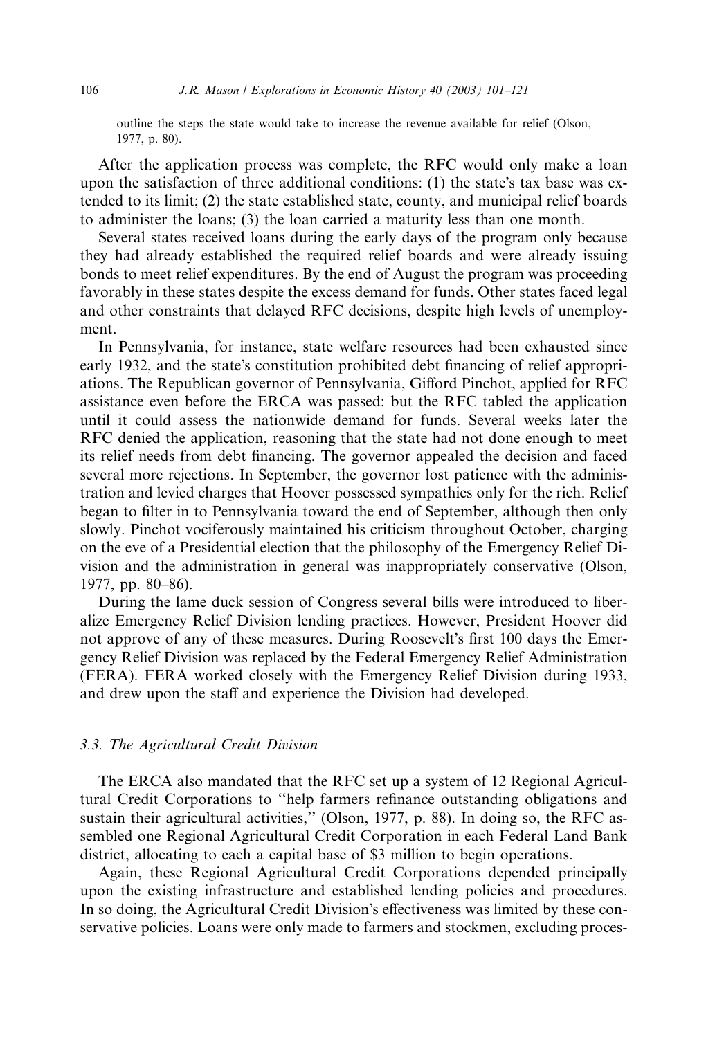outline the steps the state would take to increase the revenue available for relief (Olson, 1977, p. 80).

After the application process was complete, the RFC would only make a loan upon the satisfaction of three additional conditions: (1) the state's tax base was extended to its limit; (2) the state established state, county, and municipal relief boards to administer the loans; (3) the loan carried a maturity less than one month.

Several states received loans during the early days of the program only because they had already established the required relief boards and were already issuing bonds to meet relief expenditures. By the end of August the program was proceeding favorably in these states despite the excess demand for funds. Other states faced legal and other constraints that delayed RFC decisions, despite high levels of unemployment.

In Pennsylvania, for instance, state welfare resources had been exhausted since early 1932, and the state's constitution prohibited debt financing of relief appropriations. The Republican governor of Pennsylvania, Gifford Pinchot, applied for RFC assistance even before the ERCA was passed: but the RFC tabled the application until it could assess the nationwide demand for funds. Several weeks later the RFC denied the application, reasoning that the state had not done enough to meet its relief needs from debt financing. The governor appealed the decision and faced several more rejections. In September, the governor lost patience with the administration and levied charges that Hoover possessed sympathies only for the rich. Relief began to filter in to Pennsylvania toward the end of September, although then only slowly. Pinchot vociferously maintained his criticism throughout October, charging on the eve of a Presidential election that the philosophy of the Emergency Relief Division and the administration in general was inappropriately conservative (Olson, 1977, pp. 80–86).

During the lame duck session of Congress several bills were introduced to liberalize Emergency Relief Division lending practices. However, President Hoover did not approve of any of these measures. During Roosevelt's first 100 days the Emergency Relief Division was replaced by the Federal Emergency Relief Administration (FERA). FERA worked closely with the Emergency Relief Division during 1933, and drew upon the staff and experience the Division had developed.

### 3.3. The Agricultural Credit Division

The ERCA also mandated that the RFC set up a system of 12 Regional Agricultural Credit Corporations to "help farmers refinance outstanding obligations and sustain their agricultural activities," (Olson, 1977, p. 88). In doing so, the RFC assembled one Regional Agricultural Credit Corporation in each Federal Land Bank district, allocating to each a capital base of $3 million to begin operations.

Again, these Regional Agricultural Credit Corporations depended principally upon the existing infrastructure and established lending policies and procedures. In so doing, the Agricultural Credit Division's effectiveness was limited by these conservative policies. Loans were only made to farmers and stockmen, excluding proces-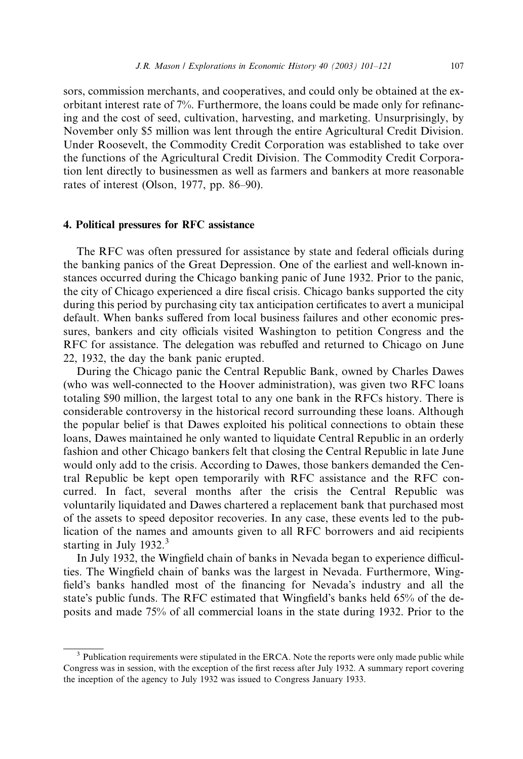sors, commission merchants, and cooperatives, and could only be obtained at the exorbitant interest rate of 7%. Furthermore, the loans could be made only for refinancing and the cost of seed, cultivation, harvesting, and marketing. Unsurprisingly, by November only $5 million was lent through the entire Agricultural Credit Division. Under Roosevelt, the Commodity Credit Corporation was established to take over the functions of the Agricultural Credit Division. The Commodity Credit Corporation lent directly to businessmen as well as farmers and bankers at more reasonable rates of interest (Olson, 1977, pp. 86–90).

## 4. Political pressures for RFC assistance

The RFC was often pressured for assistance by state and federal officials during the banking panics of the Great Depression. One of the earliest and well-known instances occurred during the Chicago banking panic of June 1932. Prior to the panic, the city of Chicago experienced a dire fiscal crisis. Chicago banks supported the city during this period by purchasing city tax anticipation certificates to avert a municipal default. When banks suffered from local business failures and other economic pressures, bankers and city officials visited Washington to petition Congress and the RFC for assistance. The delegation was rebuffed and returned to Chicago on June 22, 1932, the day the bank panic erupted.

During the Chicago panic the Central Republic Bank, owned by Charles Dawes (who was well-connected to the Hoover administration), was given two RFC loans totaling $90 million, the largest total to any one bank in the RFCs history. There is considerable controversy in the historical record surrounding these loans. Although the popular belief is that Dawes exploited his political connections to obtain these loans, Dawes maintained he only wanted to liquidate Central Republic in an orderly fashion and other Chicago bankers felt that closing the Central Republic in late June would only add to the crisis. According to Dawes, those bankers demanded the Central Republic be kept open temporarily with RFC assistance and the RFC concurred. In fact, several months after the crisis the Central Republic was voluntarily liquidated and Dawes chartered a replacement bank that purchased most of the assets to speed depositor recoveries. In any case, these events led to the publication of the names and amounts given to all RFC borrowers and aid recipients starting in July 1932.[3]

In July 1932, the Wingfield chain of banks in Nevada began to experience difficulties. The Wingfield chain of banks was the largest in Nevada. Furthermore, Wingfield's banks handled most of the financing for Nevada's industry and all the state's public funds. The RFC estimated that Wingfield's banks held 65% of the deposits and made 75% of all commercial loans in the state during 1932. Prior to the

[3] Publication requirements were stipulated in the ERCA. Note the reports were only made public while Congress was in session, with the exception of the first recess after July 1932. A summary report covering the inception of the agency to July 1932 was issued to Congress January 1933.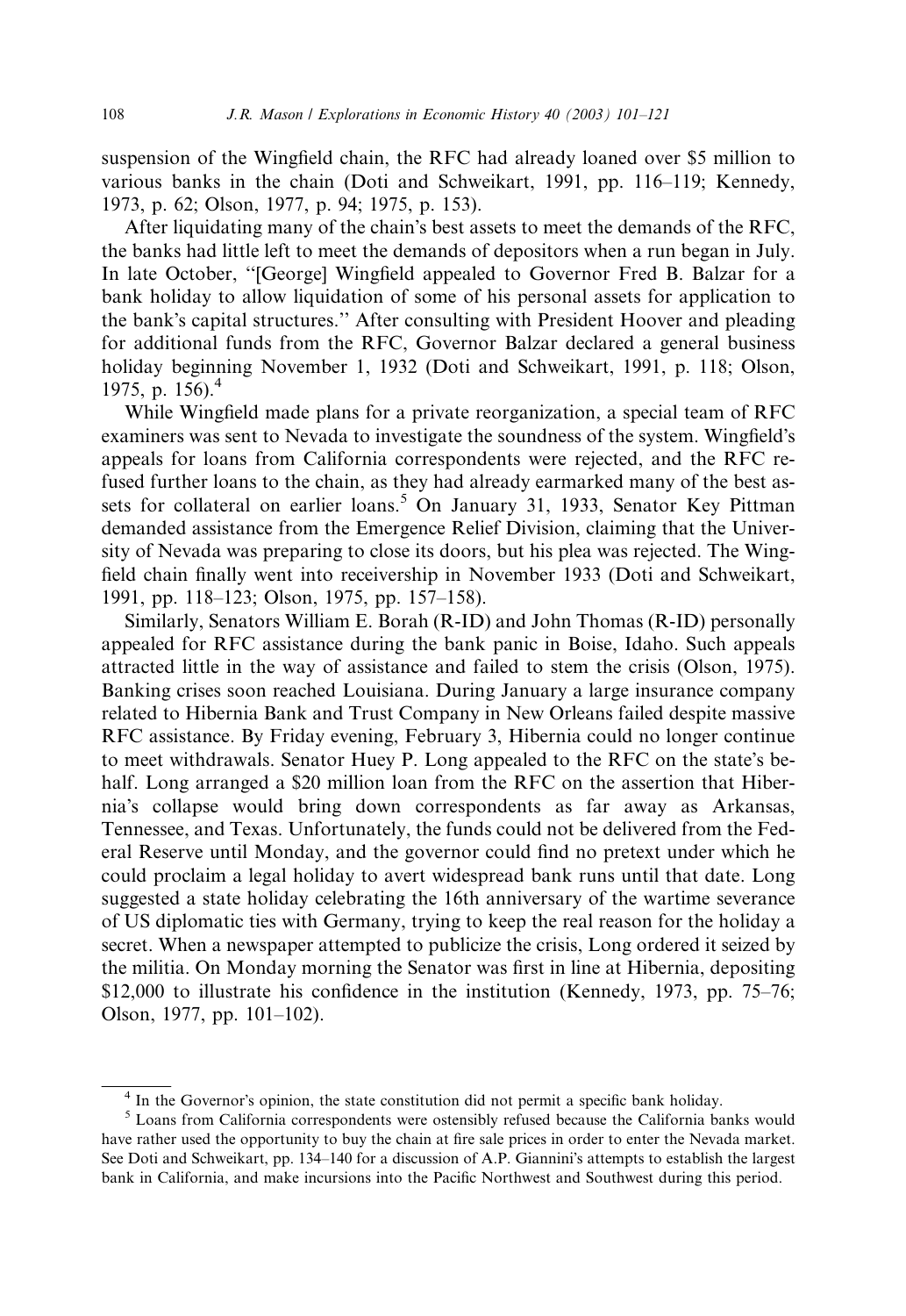suspension of the Wingfield chain, the RFC had already loaned over $5 million to various banks in the chain (Doti and Schweikart, 1991, pp. 116–119; Kennedy, 1973, p. 62; Olson, 1977, p. 94; 1975, p. 153).

After liquidating many of the chain's best assets to meet the demands of the RFC, the banks had little left to meet the demands of depositors when a run began in July. In late October, "[George] Wingfield appealed to Governor Fred B. Balzar for a bank holiday to allow liquidation of some of his personal assets for application to the bank's capital structures." After consulting with President Hoover and pleading for additional funds from the RFC, Governor Balzar declared a general business holiday beginning November 1, 1932 (Doti and Schweikart, 1991, p. 118; Olson, 1975, p. 156).[4]

While Wingfield made plans for a private reorganization, a special team of RFC examiners was sent to Nevada to investigate the soundness of the system. Wingfield's appeals for loans from California correspondents were rejected, and the RFC refused further loans to the chain, as they had already earmarked many of the best assets for collateral on earlier loans.[5] On January 31, 1933, Senator Key Pittman demanded assistance from the Emergence Relief Division, claiming that the University of Nevada was preparing to close its doors, but his plea was rejected. The Wingfield chain finally went into receivership in November 1933 (Doti and Schweikart, 1991, pp. 118–123; Olson, 1975, pp. 157–158).

Similarly, Senators William E. Borah (R-ID) and John Thomas (R-ID) personally appealed for RFC assistance during the bank panic in Boise, Idaho. Such appeals attracted little in the way of assistance and failed to stem the crisis (Olson, 1975). Banking crises soon reached Louisiana. During January a large insurance company related to Hibernia Bank and Trust Company in New Orleans failed despite massive RFC assistance. By Friday evening, February 3, Hibernia could no longer continue to meet withdrawals. Senator Huey P. Long appealed to the RFC on the state's behalf. Long arranged a $20 million loan from the RFC on the assertion that Hibernia's collapse would bring down correspondents as far away as Arkansas, Tennessee, and Texas. Unfortunately, the funds could not be delivered from the Federal Reserve until Monday, and the governor could find no pretext under which he could proclaim a legal holiday to avert widespread bank runs until that date. Long suggested a state holiday celebrating the 16th anniversary of the wartime severance of US diplomatic ties with Germany, trying to keep the real reason for the holiday a secret. When a newspaper attempted to publicize the crisis, Long ordered it seized by the militia. On Monday morning the Senator was first in line at Hibernia, depositing $12,000 to illustrate his confidence in the institution (Kennedy, 1973, pp. 75–76; Olson, 1977, pp. 101–102).

---

[4] In the Governor's opinion, the state constitution did not permit a specific bank holiday.

[5] Loans from California correspondents were ostensibly refused because the California banks would have rather used the opportunity to buy the chain at fire sale prices in order to enter the Nevada market. See Doti and Schweikart, pp. 134–140 for a discussion of A.P. Giannini's attempts to establish the largest bank in California, and make incursions into the Pacific Northwest and Southwest during this period.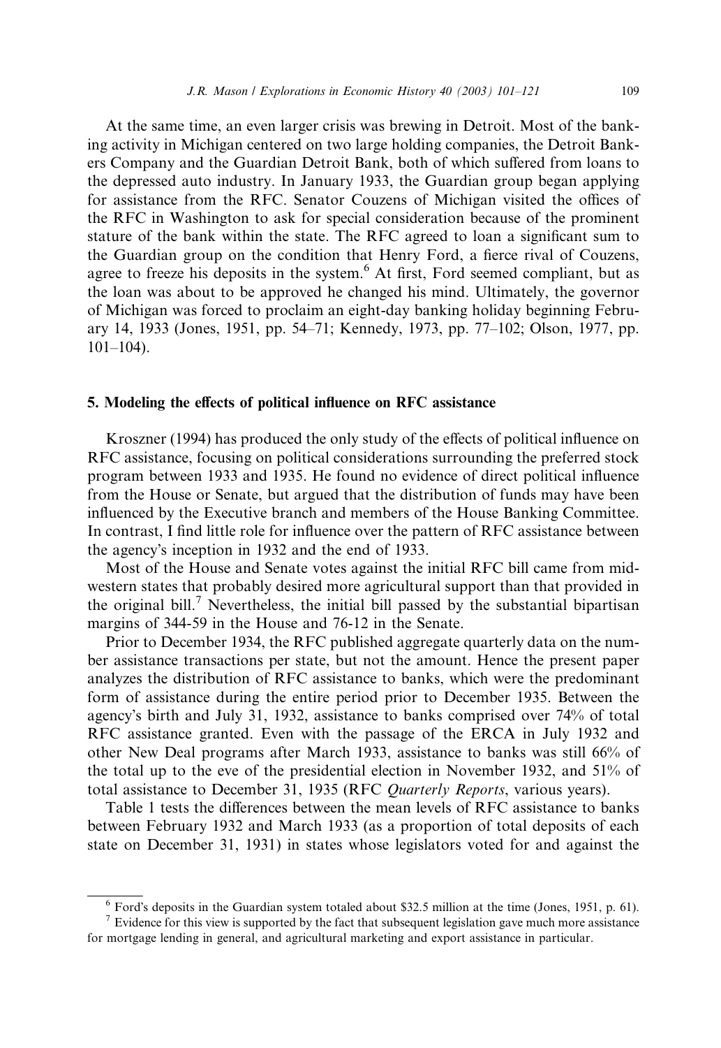At the same time, an even larger crisis was brewing in Detroit. Most of the banking activity in Michigan centered on two large holding companies, the Detroit Bankers Company and the Guardian Detroit Bank, both of which suffered from loans to the depressed auto industry. In January 1933, the Guardian group began applying for assistance from the RFC. Senator Couzens of Michigan visited the offices of the RFC in Washington to ask for special consideration because of the prominent stature of the bank within the state. The RFC agreed to loan a significant sum to the Guardian group on the condition that Henry Ford, a fierce rival of Couzens, agree to freeze his deposits in the system.[6] At first, Ford seemed compliant, but as the loan was about to be approved he changed his mind. Ultimately, the governor of Michigan was forced to proclaim an eight-day banking holiday beginning February 14, 1933 (Jones, 1951, pp. 54–71; Kennedy, 1973, pp. 77–102; Olson, 1977, pp. 101–104).

## 5. Modeling the effects of political influence on RFC assistance

Kroszner (1994) has produced the only study of the effects of political influence on RFC assistance, focusing on political considerations surrounding the preferred stock program between 1933 and 1935. He found no evidence of direct political influence from the House or Senate, but argued that the distribution of funds may have been influenced by the Executive branch and members of the House Banking Committee. In contrast, I find little role for influence over the pattern of RFC assistance between the agency's inception in 1932 and the end of 1933.

Most of the House and Senate votes against the initial RFC bill came from midwestern states that probably desired more agricultural support than that provided in the original bill.[7] Nevertheless, the initial bill passed by the substantial bipartisan margins of 344-59 in the House and 76-12 in the Senate.

Prior to December 1934, the RFC published aggregate quarterly data on the number assistance transactions per state, but not the amount. Hence the present paper analyzes the distribution of RFC assistance to banks, which were the predominant form of assistance during the entire period prior to December 1935. Between the agency's birth and July 31, 1932, assistance to banks comprised over 74% of total RFC assistance granted. Even with the passage of the ERCA in July 1932 and other New Deal programs after March 1933, assistance to banks was still 66% of the total up to the eve of the presidential election in November 1932, and 51% of total assistance to December 31, 1935 (RFC *Quarterly Reports*, various years).

Table 1 tests the differences between the mean levels of RFC assistance to banks between February 1932 and March 1933 (as a proportion of total deposits of each state on December 31, 1931) in states whose legislators voted for and against the

---

[6] Ford's deposits in the Guardian system totaled about $32.5 million at the time (Jones, 1951, p. 61).

[7] Evidence for this view is supported by the fact that subsequent legislation gave much more assistance for mortgage lending in general, and agricultural marketing and export assistance in particular.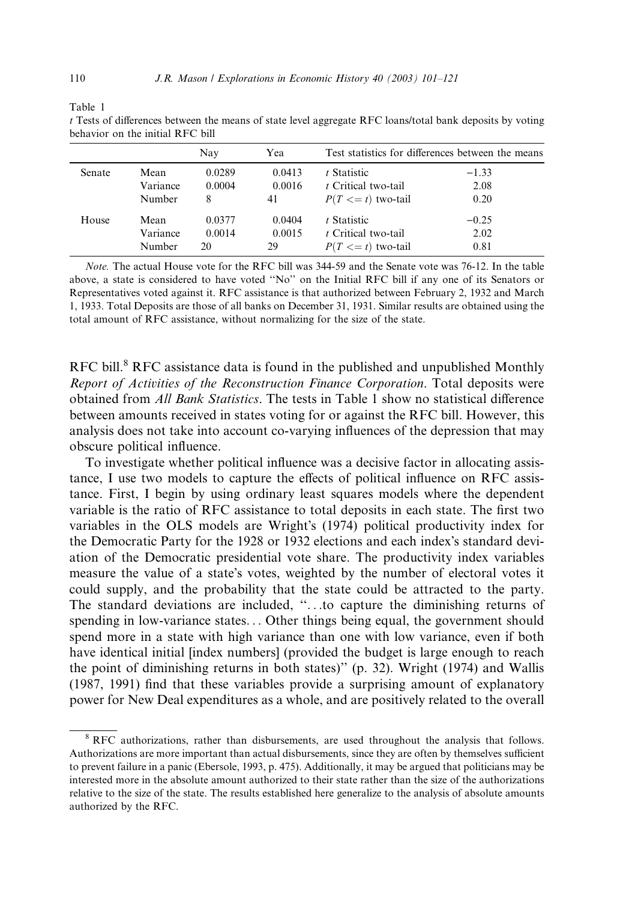Table 1

*t* Tests of differences between the means of state level aggregate RFC loans/total bank deposits by voting behavior on the initial RFC bill

| | | Nay | Yea | Test statistics for differences between the means | |
|---|---|---|---|---|---|
| Senate | Mean | 0.0289 | 0.0413 | *t* Statistic | −1.33 |
| | Variance | 0.0004 | 0.0016 | *t* Critical two-tail | 2.08 |
| | Number | 8 | 41 | $P(T <= t)$ two-tail | 0.20 |
| House | Mean | 0.0377 | 0.0404 | *t* Statistic | −0.25 |
| | Variance | 0.0014 | 0.0015 | *t* Critical two-tail | 2.02 |
| | Number | 20 | 29 | $P(T <= t)$ two-tail | 0.81 |

*Note.* The actual House vote for the RFC bill was 344-59 and the Senate vote was 76-12. In the table above, a state is considered to have voted "No" on the Initial RFC bill if any one of its Senators or Representatives voted against it. RFC assistance is that authorized between February 2, 1932 and March 1, 1933. Total Deposits are those of all banks on December 31, 1931. Similar results are obtained using the total amount of RFC assistance, without normalizing for the size of the state.

RFC bill.[8] RFC assistance data is found in the published and unpublished Monthly *Report of Activities of the Reconstruction Finance Corporation*. Total deposits were obtained from *All Bank Statistics*. The tests in Table 1 show no statistical difference between amounts received in states voting for or against the RFC bill. However, this analysis does not take into account co-varying influences of the depression that may obscure political influence.

To investigate whether political influence was a decisive factor in allocating assistance, I use two models to capture the effects of political influence on RFC assistance. First, I begin by using ordinary least squares models where the dependent variable is the ratio of RFC assistance to total deposits in each state. The first two variables in the OLS models are Wright's (1974) political productivity index for the Democratic Party for the 1928 or 1932 elections and each index's standard deviation of the Democratic presidential vote share. The productivity index variables measure the value of a state's votes, weighted by the number of electoral votes it could supply, and the probability that the state could be attracted to the party. The standard deviations are included, "...to capture the diminishing returns of spending in low-variance states... Other things being equal, the government should spend more in a state with high variance than one with low variance, even if both have identical initial [index numbers] (provided the budget is large enough to reach the point of diminishing returns in both states)" (p. 32). Wright (1974) and Wallis (1987, 1991) find that these variables provide a surprising amount of explanatory power for New Deal expenditures as a whole, and are positively related to the overall

[8] RFC authorizations, rather than disbursements, are used throughout the analysis that follows. Authorizations are more important than actual disbursements, since they are often by themselves sufficient to prevent failure in a panic (Ebersole, 1993, p. 475). Additionally, it may be argued that politicians may be interested more in the absolute amount authorized to their state rather than the size of the authorizations relative to the size of the state. The results established here generalize to the analysis of absolute amounts authorized by the RFC.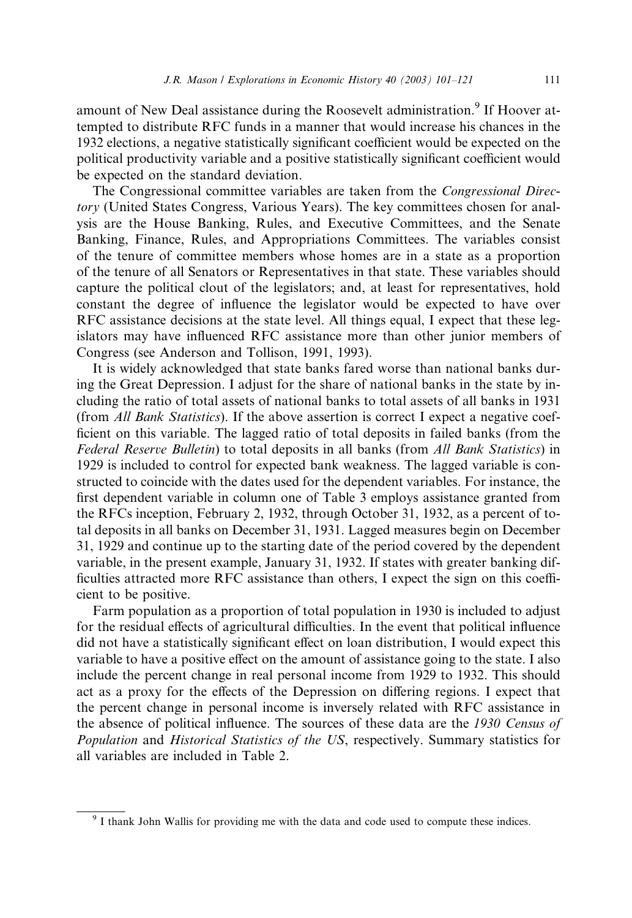amount of New Deal assistance during the Roosevelt administration.[9] If Hoover attempted to distribute RFC funds in a manner that would increase his chances in the 1932 elections, a negative statistically significant coefficient would be expected on the political productivity variable and a positive statistically significant coefficient would be expected on the standard deviation.

The Congressional committee variables are taken from the *Congressional Directory* (United States Congress, Various Years). The key committees chosen for analysis are the House Banking, Rules, and Executive Committees, and the Senate Banking, Finance, Rules, and Appropriations Committees. The variables consist of the tenure of committee members whose homes are in a state as a proportion of the tenure of all Senators or Representatives in that state. These variables should capture the political clout of the legislators; and, at least for representatives, hold constant the degree of influence the legislator would be expected to have over RFC assistance decisions at the state level. All things equal, I expect that these legislators may have influenced RFC assistance more than other junior members of Congress (see Anderson and Tollison, 1991, 1993).

It is widely acknowledged that state banks fared worse than national banks during the Great Depression. I adjust for the share of national banks in the state by including the ratio of total assets of national banks to total assets of all banks in 1931 (from *All Bank Statistics*). If the above assertion is correct I expect a negative coefficient on this variable. The lagged ratio of total deposits in failed banks (from the *Federal Reserve Bulletin*) to total deposits in all banks (from *All Bank Statistics*) in 1929 is included to control for expected bank weakness. The lagged variable is constructed to coincide with the dates used for the dependent variables. For instance, the first dependent variable in column one of Table 3 employs assistance granted from the RFCs inception, February 2, 1932, through October 31, 1932, as a percent of total deposits in all banks on December 31, 1931. Lagged measures begin on December 31, 1929 and continue up to the starting date of the period covered by the dependent variable, in the present example, January 31, 1932. If states with greater banking difficulties attracted more RFC assistance than others, I expect the sign on this coefficient to be positive.

Farm population as a proportion of total population in 1930 is included to adjust for the residual effects of agricultural difficulties. In the event that political influence did not have a statistically significant effect on loan distribution, I would expect this variable to have a positive effect on the amount of assistance going to the state. I also include the percent change in real personal income from 1929 to 1932. This should act as a proxy for the effects of the Depression on differing regions. I expect that the percent change in personal income is inversely related with RFC assistance in the absence of political influence. The sources of these data are the *1930 Census of Population* and *Historical Statistics of the US*, respectively. Summary statistics for all variables are included in Table 2.

---

[9] I thank John Wallis for providing me with the data and code used to compute these indices.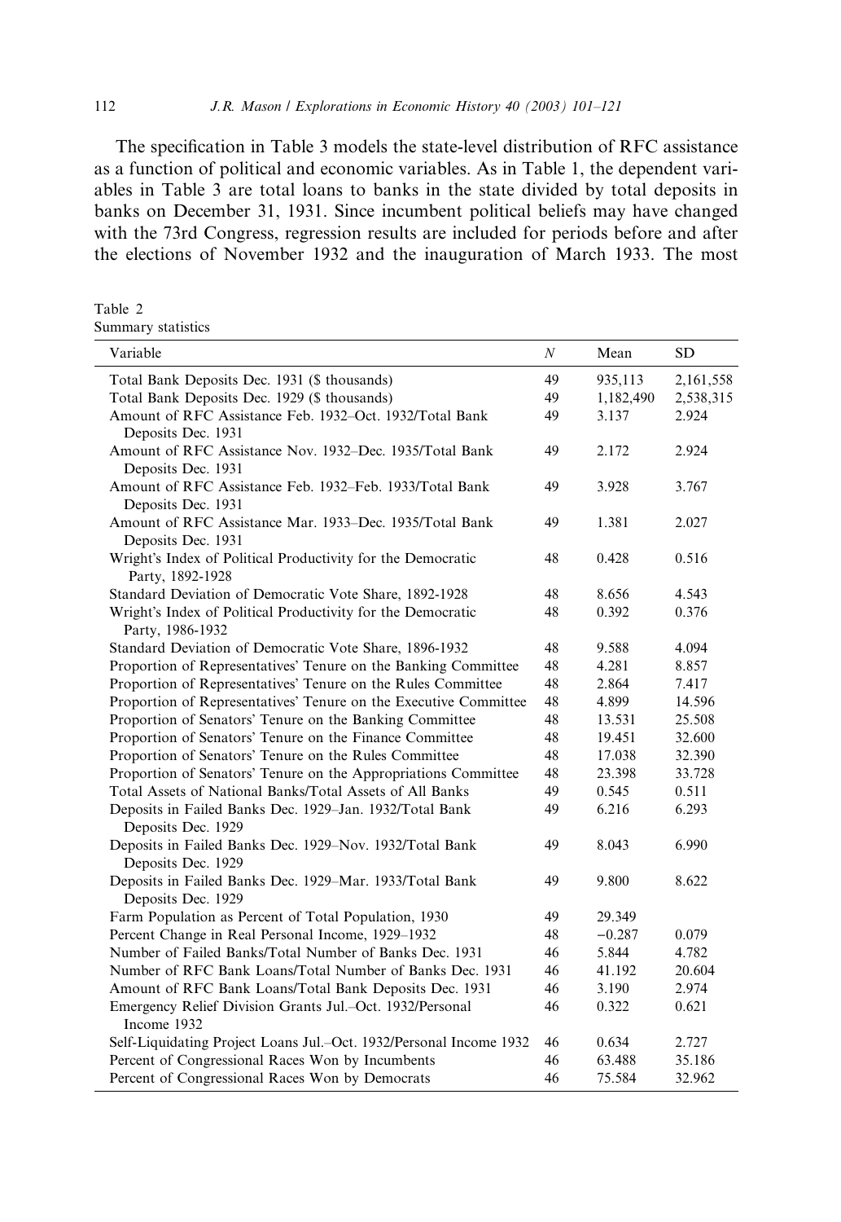The specification in Table 3 models the state-level distribution of RFC assistance as a function of political and economic variables. As in Table 1, the dependent variables in Table 3 are total loans to banks in the state divided by total deposits in banks on December 31, 1931. Since incumbent political beliefs may have changed with the 73rd Congress, regression results are included for periods before and after the elections of November 1932 and the inauguration of March 1933. The most

Table 2
Summary statistics

| Variable | $N$ | Mean | SD |
|---|---|---|---|
| Total Bank Deposits Dec. 1931 ($ thousands) | 49 | 935,113 | 2,161,558 |
| Total Bank Deposits Dec. 1929 ($ thousands) | 49 | 1,182,490 | 2,538,315 |
| Amount of RFC Assistance Feb. 1932–Oct. 1932/Total Bank Deposits Dec. 1931 | 49 | 3.137 | 2.924 |
| Amount of RFC Assistance Nov. 1932–Dec. 1935/Total Bank Deposits Dec. 1931 | 49 | 2.172 | 2.924 |
| Amount of RFC Assistance Feb. 1932–Feb. 1933/Total Bank Deposits Dec. 1931 | 49 | 3.928 | 3.767 |
| Amount of RFC Assistance Mar. 1933–Dec. 1935/Total Bank Deposits Dec. 1931 | 49 | 1.381 | 2.027 |
| Wright's Index of Political Productivity for the Democratic Party, 1892-1928 | 48 | 0.428 | 0.516 |
| Standard Deviation of Democratic Vote Share, 1892-1928 | 48 | 8.656 | 4.543 |
| Wright's Index of Political Productivity for the Democratic Party, 1986-1932 | 48 | 0.392 | 0.376 |
| Standard Deviation of Democratic Vote Share, 1896-1932 | 48 | 9.588 | 4.094 |
| Proportion of Representatives' Tenure on the Banking Committee | 48 | 4.281 | 8.857 |
| Proportion of Representatives' Tenure on the Rules Committee | 48 | 2.864 | 7.417 |
| Proportion of Representatives' Tenure on the Executive Committee | 48 | 4.899 | 14.596 |
| Proportion of Senators' Tenure on the Banking Committee | 48 | 13.531 | 25.508 |
| Proportion of Senators' Tenure on the Finance Committee | 48 | 19.451 | 32.600 |
| Proportion of Senators' Tenure on the Rules Committee | 48 | 17.038 | 32.390 |
| Proportion of Senators' Tenure on the Appropriations Committee | 48 | 23.398 | 33.728 |
| Total Assets of National Banks/Total Assets of All Banks | 49 | 0.545 | 0.511 |
| Deposits in Failed Banks Dec. 1929–Jan. 1932/Total Bank Deposits Dec. 1929 | 49 | 6.216 | 6.293 |
| Deposits in Failed Banks Dec. 1929–Nov. 1932/Total Bank Deposits Dec. 1929 | 49 | 8.043 | 6.990 |
| Deposits in Failed Banks Dec. 1929–Mar. 1933/Total Bank Deposits Dec. 1929 | 49 | 9.800 | 8.622 |
| Farm Population as Percent of Total Population, 1930 | 49 | 29.349 | |
| Percent Change in Real Personal Income, 1929–1932 | 48 | −0.287 | 0.079 |
| Number of Failed Banks/Total Number of Banks Dec. 1931 | 46 | 5.844 | 4.782 |
| Number of RFC Bank Loans/Total Number of Banks Dec. 1931 | 46 | 41.192 | 20.604 |
| Amount of RFC Bank Loans/Total Bank Deposits Dec. 1931 | 46 | 3.190 | 2.974 |
| Emergency Relief Division Grants Jul.–Oct. 1932/Personal Income 1932 | 46 | 0.322 | 0.621 |
| Self-Liquidating Project Loans Jul.–Oct. 1932/Personal Income 1932 | 46 | 0.634 | 2.727 |
| Percent of Congressional Races Won by Incumbents | 46 | 63.488 | 35.186 |
| Percent of Congressional Races Won by Democrats | 46 | 75.584 | 32.962 |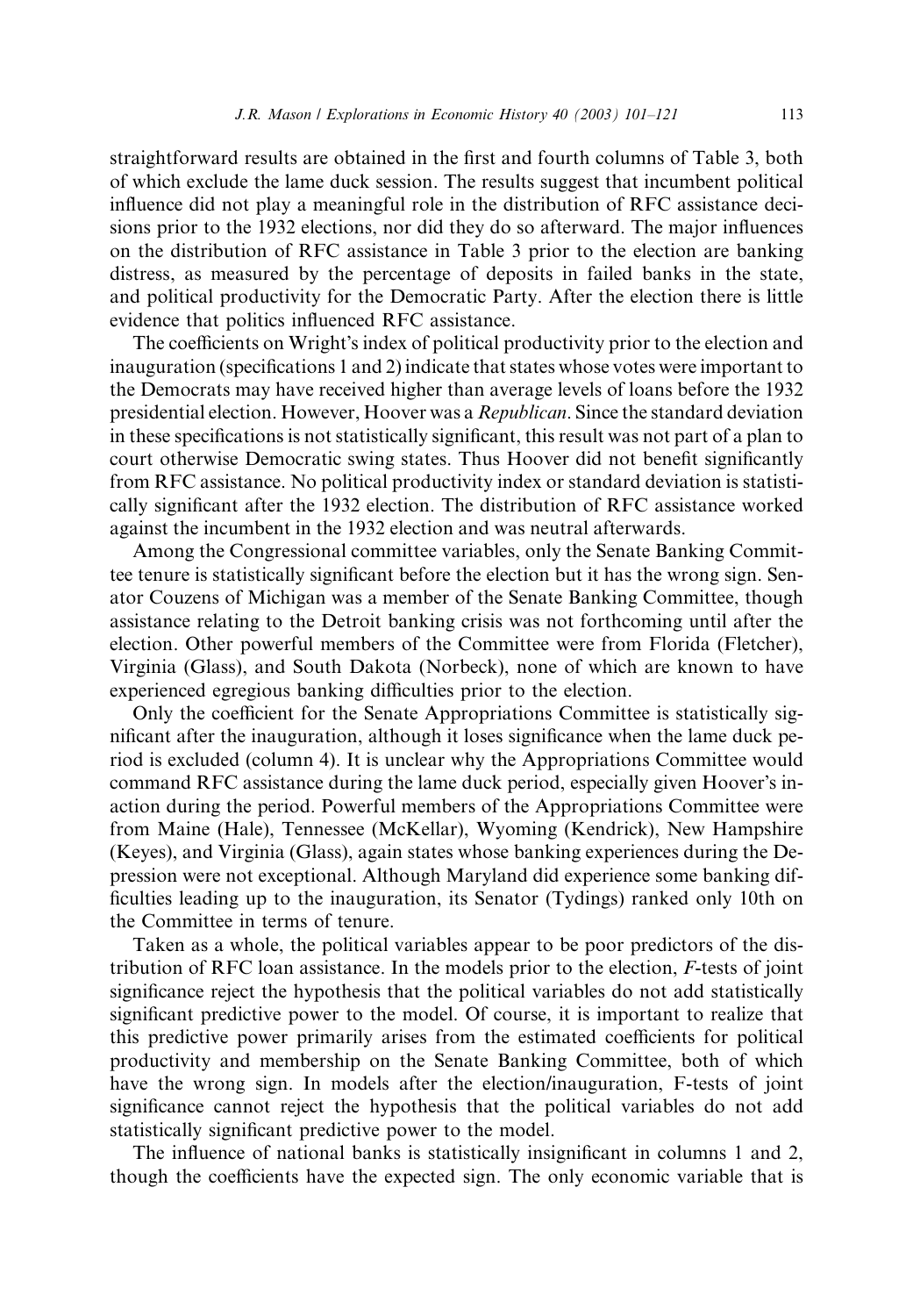straightforward results are obtained in the first and fourth columns of Table 3, both of which exclude the lame duck session. The results suggest that incumbent political influence did not play a meaningful role in the distribution of RFC assistance decisions prior to the 1932 elections, nor did they do so afterward. The major influences on the distribution of RFC assistance in Table 3 prior to the election are banking distress, as measured by the percentage of deposits in failed banks in the state, and political productivity for the Democratic Party. After the election there is little evidence that politics influenced RFC assistance.

The coefficients on Wright's index of political productivity prior to the election and inauguration (specifications 1 and 2) indicate that states whose votes were important to the Democrats may have received higher than average levels of loans before the 1932 presidential election. However, Hoover was a *Republican*. Since the standard deviation in these specifications is not statistically significant, this result was not part of a plan to court otherwise Democratic swing states. Thus Hoover did not benefit significantly from RFC assistance. No political productivity index or standard deviation is statistically significant after the 1932 election. The distribution of RFC assistance worked against the incumbent in the 1932 election and was neutral afterwards.

Among the Congressional committee variables, only the Senate Banking Committee tenure is statistically significant before the election but it has the wrong sign. Senator Couzens of Michigan was a member of the Senate Banking Committee, though assistance relating to the Detroit banking crisis was not forthcoming until after the election. Other powerful members of the Committee were from Florida (Fletcher), Virginia (Glass), and South Dakota (Norbeck), none of which are known to have experienced egregious banking difficulties prior to the election.

Only the coefficient for the Senate Appropriations Committee is statistically significant after the inauguration, although it loses significance when the lame duck period is excluded (column 4). It is unclear why the Appropriations Committee would command RFC assistance during the lame duck period, especially given Hoover's inaction during the period. Powerful members of the Appropriations Committee were from Maine (Hale), Tennessee (McKellar), Wyoming (Kendrick), New Hampshire (Keyes), and Virginia (Glass), again states whose banking experiences during the Depression were not exceptional. Although Maryland did experience some banking difficulties leading up to the inauguration, its Senator (Tydings) ranked only 10th on the Committee in terms of tenure.

Taken as a whole, the political variables appear to be poor predictors of the distribution of RFC loan assistance. In the models prior to the election, $F$-tests of joint significance reject the hypothesis that the political variables do not add statistically significant predictive power to the model. Of course, it is important to realize that this predictive power primarily arises from the estimated coefficients for political productivity and membership on the Senate Banking Committee, both of which have the wrong sign. In models after the election/inauguration, F-tests of joint significance cannot reject the hypothesis that the political variables do not add statistically significant predictive power to the model.

The influence of national banks is statistically insignificant in columns 1 and 2, though the coefficients have the expected sign. The only economic variable that is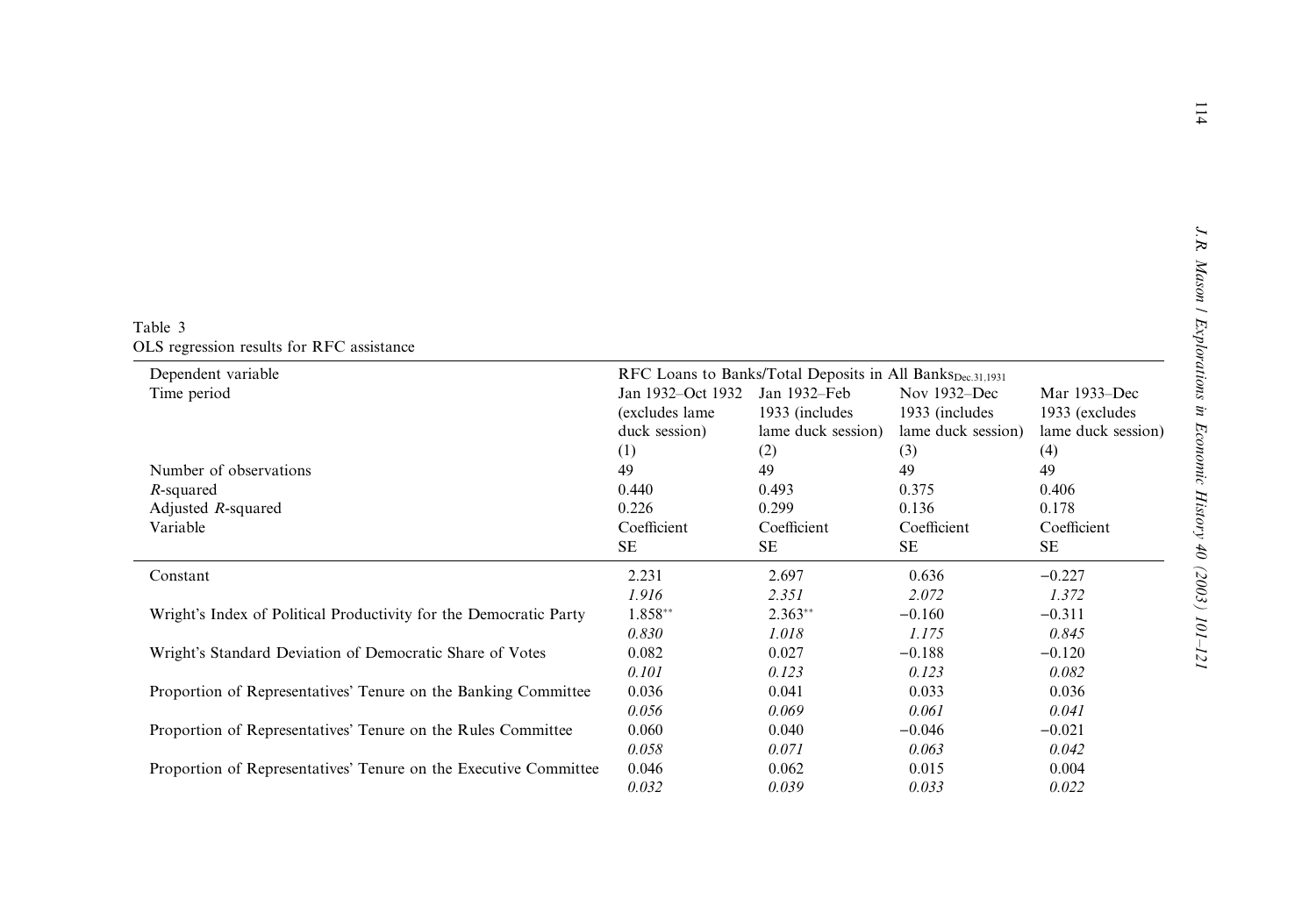Table 3
OLS regression results for RFC assistance

| Dependent variable | RFC Loans to Banks/Total Deposits in All Banks$_{\text{Dec.31.1931}}$ | | | |
|---|---|---|---|---|
| Time period | Jan 1932–Oct 1932 (excludes lame duck session) (1) | Jan 1932–Feb 1933 (includes lame duck session) (2) | Nov 1932–Dec 1933 (includes lame duck session) (3) | Mar 1933–Dec 1933 (excludes lame duck session) (4) |
| Number of observations | 49 | 49 | 49 | 49 |
| $R$-squared | 0.440 | 0.493 | 0.375 | 0.406 |
| Adjusted $R$-squared | 0.226 | 0.299 | 0.136 | 0.178 |
| Variable | Coefficient SE | Coefficient SE | Coefficient SE | Coefficient SE |
| Constant | 2.231 | 2.697 | 0.636 | −0.227 |
| | *1.916* | *2.351* | *2.072* | *1.372* |
| Wright's Index of Political Productivity for the Democratic Party | 1.858** | 2.363** | −0.160 | −0.311 |
| | *0.830* | *1.018* | *1.175* | *0.845* |
| Wright's Standard Deviation of Democratic Share of Votes | 0.082 | 0.027 | −0.188 | −0.120 |
| | *0.101* | *0.123* | *0.123* | *0.082* |
| Proportion of Representatives' Tenure on the Banking Committee | 0.036 | 0.041 | 0.033 | 0.036 |
| | *0.056* | *0.069* | *0.061* | *0.041* |
| Proportion of Representatives' Tenure on the Rules Committee | 0.060 | 0.040 | −0.046 | −0.021 |
| | *0.058* | *0.071* | *0.063* | *0.042* |
| Proportion of Representatives' Tenure on the Executive Committee | 0.046 | 0.062 | 0.015 | 0.004 |
| | *0.032* | *0.039* | *0.033* | *0.022* |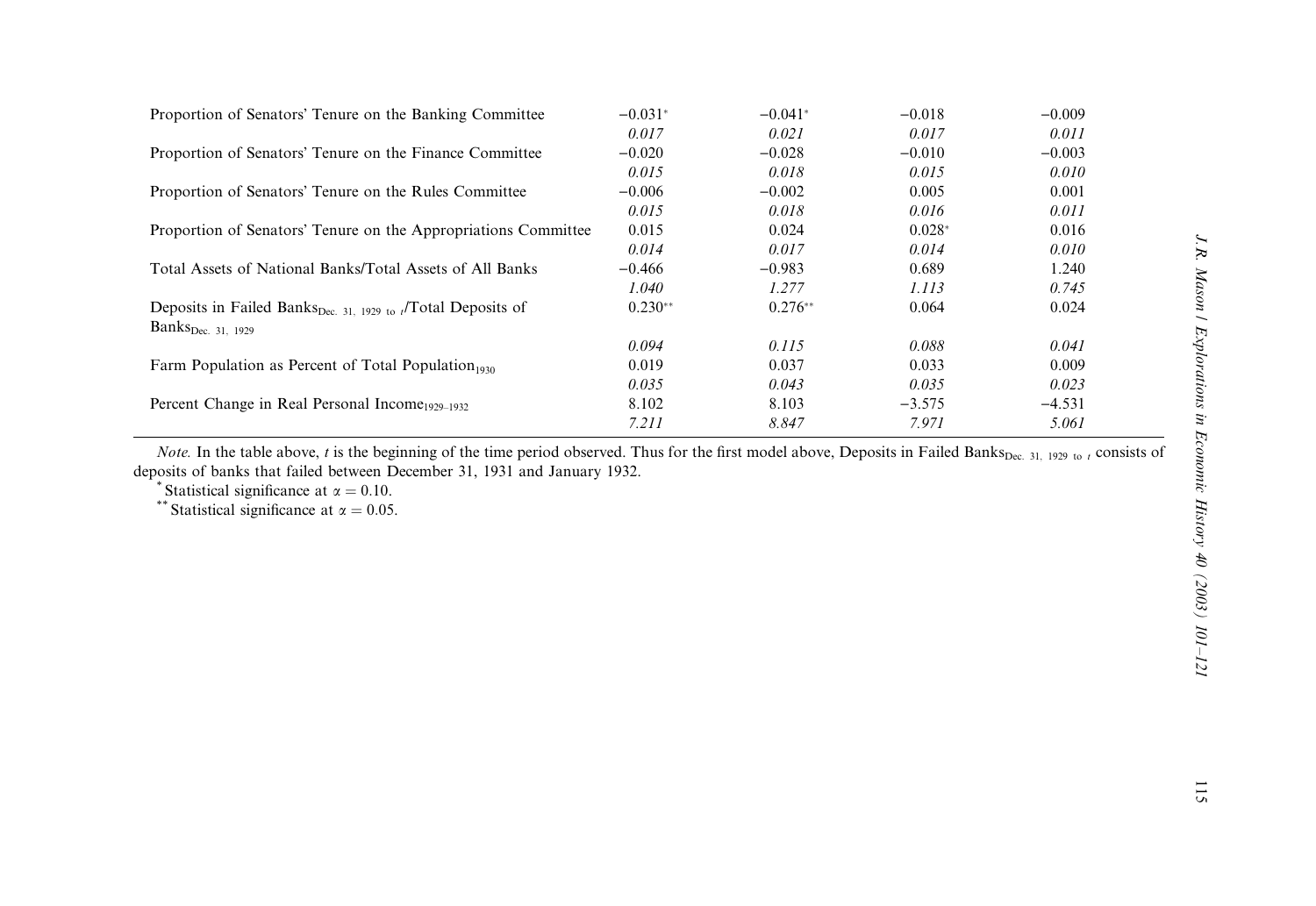| | | | | |
|---|---|---|---|---|
| Proportion of Senators' Tenure on the Banking Committee | −0.031* | −0.041* | −0.018 | −0.009 |
| | *0.017* | *0.021* | *0.017* | *0.011* |
| Proportion of Senators' Tenure on the Finance Committee | −0.020 | −0.028 | −0.010 | −0.003 |
| | *0.015* | *0.018* | *0.015* | *0.010* |
| Proportion of Senators' Tenure on the Rules Committee | −0.006 | −0.002 | 0.005 | 0.001 |
| | *0.015* | *0.018* | *0.016* | *0.011* |
| Proportion of Senators' Tenure on the Appropriations Committee | 0.015 | 0.024 | 0.028* | 0.016 |
| | *0.014* | *0.017* | *0.014* | *0.010* |
| Total Assets of National Banks/Total Assets of All Banks | −0.466 | −0.983 | 0.689 | 1.240 |
| | *1.040* | *1.277* | *1.113* | *0.745* |
| Deposits in Failed Banks$_{\text{Dec. 31, 1929 to } t}$/Total Deposits of Banks$_{\text{Dec. 31, 1929}}$ | 0.230** | 0.276** | 0.064 | 0.024 |
| | *0.094* | *0.115* | *0.088* | *0.041* |
| Farm Population as Percent of Total Population$_{1930}$ | 0.019 | 0.037 | 0.033 | 0.009 |
| | *0.035* | *0.043* | *0.035* | *0.023* |
| Percent Change in Real Personal Income$_{1929–1932}$ | 8.102 | 8.103 | −3.575 | −4.531 |
| | *7.211* | *8.847* | *7.971* | *5.061* |

*Note.* In the table above, $t$ is the beginning of the time period observed. Thus for the first model above, Deposits in Failed Banks$_{\text{Dec. 31, 1929 to } t}$ consists of deposits of banks that failed between December 31, 1931 and January 1932.

\* Statistical significance at $\alpha = 0.10$.

\*\* Statistical significance at $\alpha = 0.05$.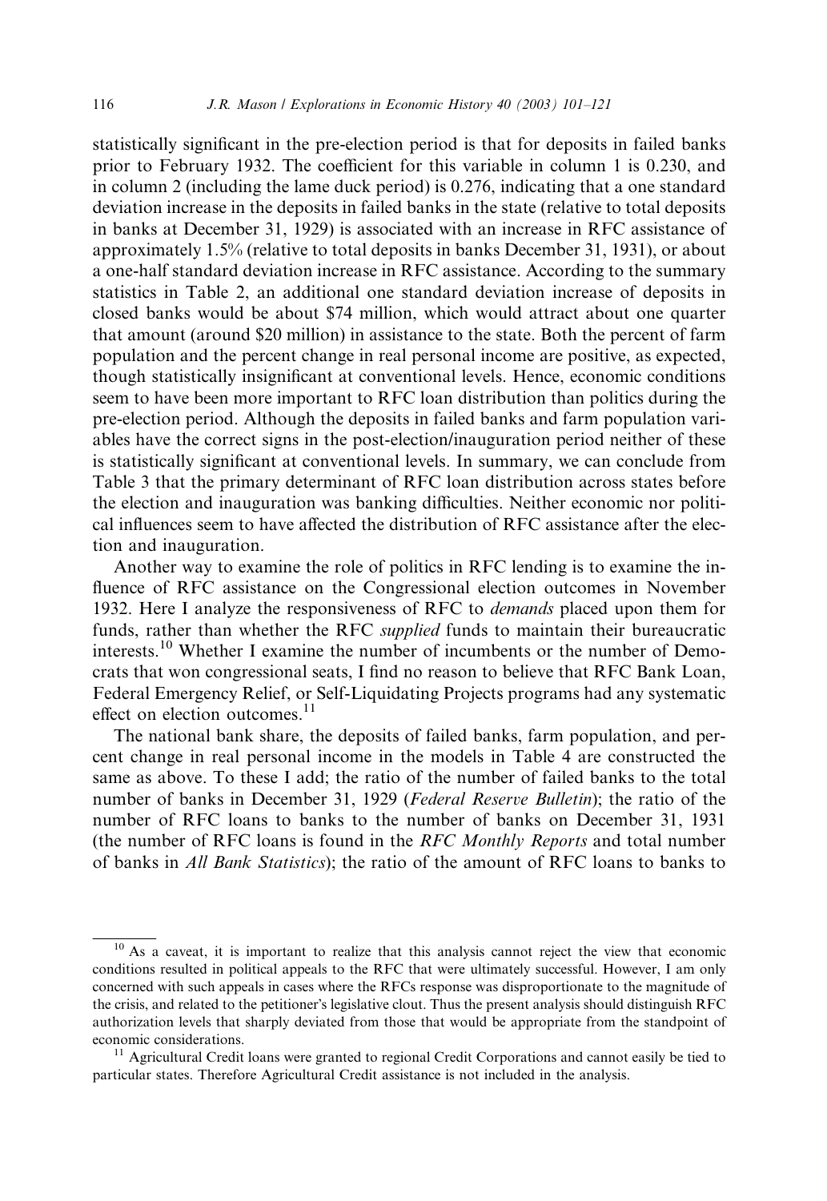statistically significant in the pre-election period is that for deposits in failed banks prior to February 1932. The coefficient for this variable in column 1 is 0.230, and in column 2 (including the lame duck period) is 0.276, indicating that a one standard deviation increase in the deposits in failed banks in the state (relative to total deposits in banks at December 31, 1929) is associated with an increase in RFC assistance of approximately 1.5% (relative to total deposits in banks December 31, 1931), or about a one-half standard deviation increase in RFC assistance. According to the summary statistics in Table 2, an additional one standard deviation increase of deposits in closed banks would be about $74 million, which would attract about one quarter that amount (around $20 million) in assistance to the state. Both the percent of farm population and the percent change in real personal income are positive, as expected, though statistically insignificant at conventional levels. Hence, economic conditions seem to have been more important to RFC loan distribution than politics during the pre-election period. Although the deposits in failed banks and farm population variables have the correct signs in the post-election/inauguration period neither of these is statistically significant at conventional levels. In summary, we can conclude from Table 3 that the primary determinant of RFC loan distribution across states before the election and inauguration was banking difficulties. Neither economic nor political influences seem to have affected the distribution of RFC assistance after the election and inauguration.

Another way to examine the role of politics in RFC lending is to examine the influence of RFC assistance on the Congressional election outcomes in November 1932. Here I analyze the responsiveness of RFC to *demands* placed upon them for funds, rather than whether the RFC *supplied* funds to maintain their bureaucratic interests.[10] Whether I examine the number of incumbents or the number of Democrats that won congressional seats, I find no reason to believe that RFC Bank Loan, Federal Emergency Relief, or Self-Liquidating Projects programs had any systematic effect on election outcomes.[11]

The national bank share, the deposits of failed banks, farm population, and percent change in real personal income in the models in Table 4 are constructed the same as above. To these I add; the ratio of the number of failed banks to the total number of banks in December 31, 1929 (*Federal Reserve Bulletin*); the ratio of the number of RFC loans to banks to the number of banks on December 31, 1931 (the number of RFC loans is found in the *RFC Monthly Reports* and total number of banks in *All Bank Statistics*); the ratio of the amount of RFC loans to banks to

---

[10] As a caveat, it is important to realize that this analysis cannot reject the view that economic conditions resulted in political appeals to the RFC that were ultimately successful. However, I am only concerned with such appeals in cases where the RFCs response was disproportionate to the magnitude of the crisis, and related to the petitioner's legislative clout. Thus the present analysis should distinguish RFC authorization levels that sharply deviated from those that would be appropriate from the standpoint of economic considerations.

[11] Agricultural Credit loans were granted to regional Credit Corporations and cannot easily be tied to particular states. Therefore Agricultural Credit assistance is not included in the analysis.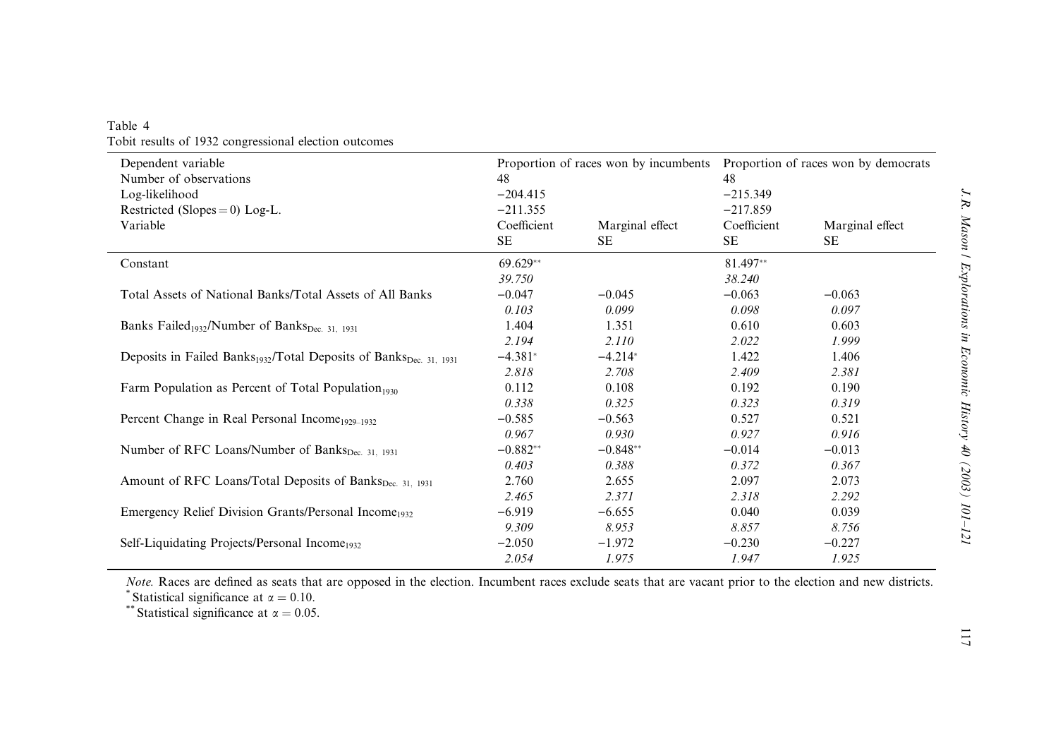Table 4
Tobit results of 1932 congressional election outcomes

| Dependent variable | Proportion of races won by incumbents | | Proportion of races won by democrats | |
|---|---|---|---|---|
| Number of observations | 48 | | 48 | |
| Log-likelihood | −204.415 | | −215.349 | |
| Restricted (Slopes = 0) Log-L. | −211.355 | | −217.859 | |
| Variable | Coefficient<br>SE | Marginal effect<br>SE | Coefficient<br>SE | Marginal effect<br>SE |
| Constant | 69.629**<br>*39.750* | | 81.497**<br>*38.240* | |
| Total Assets of National Banks/Total Assets of All Banks | −0.047<br>*0.103* | −0.045<br>*0.099* | −0.063<br>*0.098* | −0.063<br>*0.097* |
| Banks Failed$_{1932}$/Number of Banks$_{\text{Dec. 31, 1931}}$ | 1.404<br>*2.194* | 1.351<br>*2.110* | 0.610<br>*2.022* | 0.603<br>*1.999* |
| Deposits in Failed Banks$_{1932}$/Total Deposits of Banks$_{\text{Dec. 31, 1931}}$ | −4.381*<br>*2.818* | −4.214*<br>*2.708* | 1.422<br>*2.409* | 1.406<br>*2.381* |
| Farm Population as Percent of Total Population$_{1930}$ | 0.112<br>*0.338* | 0.108<br>*0.325* | 0.192<br>*0.323* | 0.190<br>*0.319* |
| Percent Change in Real Personal Income$_{1929–1932}$ | −0.585<br>*0.967* | −0.563<br>*0.930* | 0.527<br>*0.927* | 0.521<br>*0.916* |
| Number of RFC Loans/Number of Banks$_{\text{Dec. 31, 1931}}$ | −0.882**<br>*0.403* | −0.848**<br>*0.388* | −0.014<br>*0.372* | −0.013<br>*0.367* |
| Amount of RFC Loans/Total Deposits of Banks$_{\text{Dec. 31, 1931}}$ | 2.760<br>*2.465* | 2.655<br>*2.371* | 2.097<br>*2.318* | 2.073<br>*2.292* |
| Emergency Relief Division Grants/Personal Income$_{1932}$ | −6.919<br>*9.309* | −6.655<br>*8.953* | 0.040<br>*8.857* | 0.039<br>*8.756* |
| Self-Liquidating Projects/Personal Income$_{1932}$ | −2.050<br>*2.054* | −1.972<br>*1.975* | −0.230<br>*1.947* | −0.227<br>*1.925* |

*Note.* Races are defined as seats that are opposed in the election. Incumbent races exclude seats that are vacant prior to the election and new districts.
\* Statistical significance at $\alpha = 0.10$.
\*\* Statistical significance at $\alpha = 0.05$.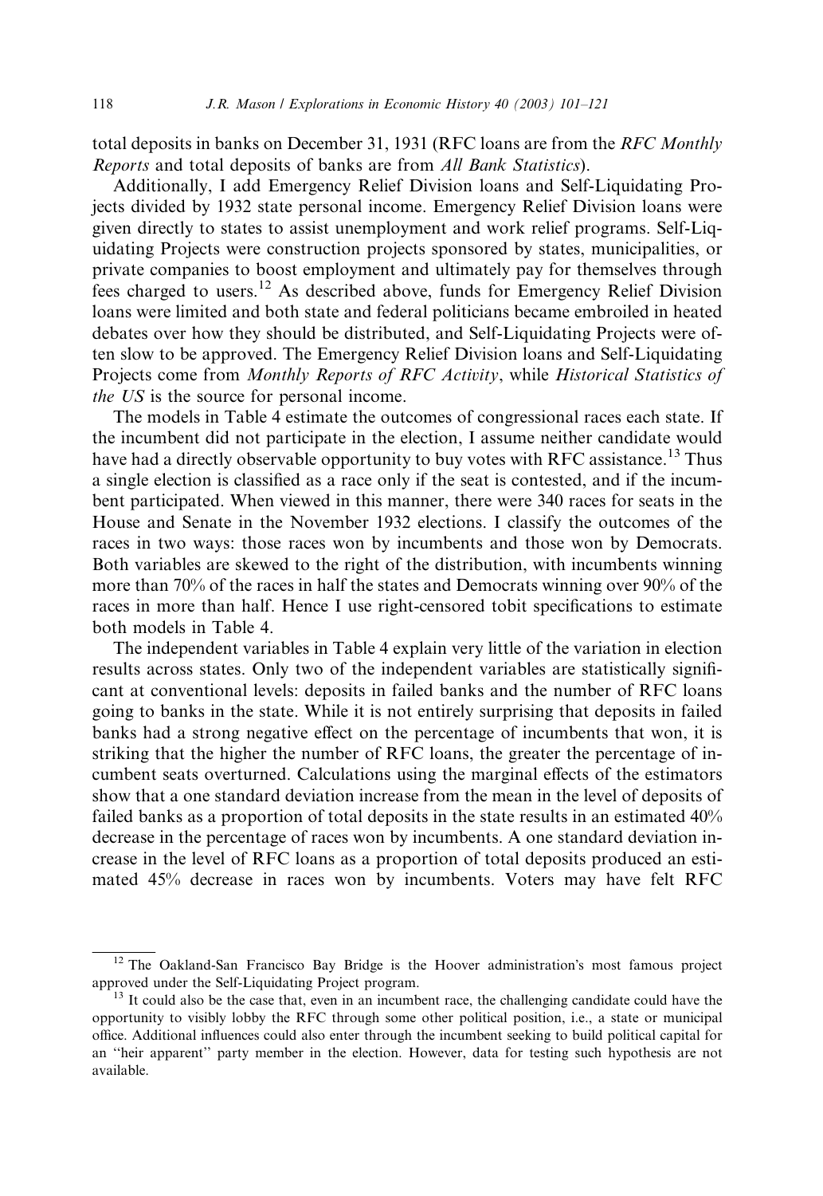total deposits in banks on December 31, 1931 (RFC loans are from the *RFC Monthly Reports* and total deposits of banks are from *All Bank Statistics*).

Additionally, I add Emergency Relief Division loans and Self-Liquidating Projects divided by 1932 state personal income. Emergency Relief Division loans were given directly to states to assist unemployment and work relief programs. Self-Liquidating Projects were construction projects sponsored by states, municipalities, or private companies to boost employment and ultimately pay for themselves through fees charged to users.[12] As described above, funds for Emergency Relief Division loans were limited and both state and federal politicians became embroiled in heated debates over how they should be distributed, and Self-Liquidating Projects were often slow to be approved. The Emergency Relief Division loans and Self-Liquidating Projects come from *Monthly Reports of RFC Activity*, while *Historical Statistics of the US* is the source for personal income.

The models in Table 4 estimate the outcomes of congressional races each state. If the incumbent did not participate in the election, I assume neither candidate would have had a directly observable opportunity to buy votes with RFC assistance.[13] Thus a single election is classified as a race only if the seat is contested, and if the incumbent participated. When viewed in this manner, there were 340 races for seats in the House and Senate in the November 1932 elections. I classify the outcomes of the races in two ways: those races won by incumbents and those won by Democrats. Both variables are skewed to the right of the distribution, with incumbents winning more than 70% of the races in half the states and Democrats winning over 90% of the races in more than half. Hence I use right-censored tobit specifications to estimate both models in Table 4.

The independent variables in Table 4 explain very little of the variation in election results across states. Only two of the independent variables are statistically significant at conventional levels: deposits in failed banks and the number of RFC loans going to banks in the state. While it is not entirely surprising that deposits in failed banks had a strong negative effect on the percentage of incumbents that won, it is striking that the higher the number of RFC loans, the greater the percentage of incumbent seats overturned. Calculations using the marginal effects of the estimators show that a one standard deviation increase from the mean in the level of deposits of failed banks as a proportion of total deposits in the state results in an estimated 40% decrease in the percentage of races won by incumbents. A one standard deviation increase in the level of RFC loans as a proportion of total deposits produced an estimated 45% decrease in races won by incumbents. Voters may have felt RFC

---

[12] The Oakland-San Francisco Bay Bridge is the Hoover administration's most famous project approved under the Self-Liquidating Project program.

[13] It could also be the case that, even in an incumbent race, the challenging candidate could have the opportunity to visibly lobby the RFC through some other political position, i.e., a state or municipal office. Additional influences could also enter through the incumbent seeking to build political capital for an "heir apparent" party member in the election. However, data for testing such hypothesis are not available.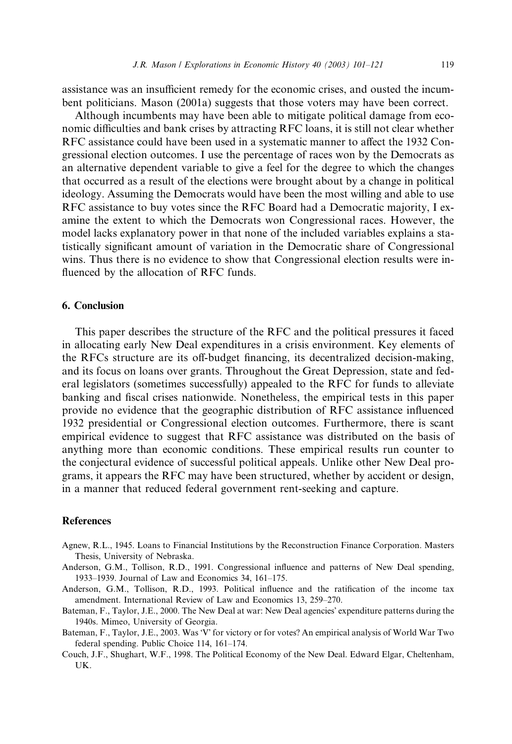assistance was an insufficient remedy for the economic crises, and ousted the incumbent politicians. Mason (2001a) suggests that those voters may have been correct.

Although incumbents may have been able to mitigate political damage from economic difficulties and bank crises by attracting RFC loans, it is still not clear whether RFC assistance could have been used in a systematic manner to affect the 1932 Congressional election outcomes. I use the percentage of races won by the Democrats as an alternative dependent variable to give a feel for the degree to which the changes that occurred as a result of the elections were brought about by a change in political ideology. Assuming the Democrats would have been the most willing and able to use RFC assistance to buy votes since the RFC Board had a Democratic majority, I examine the extent to which the Democrats won Congressional races. However, the model lacks explanatory power in that none of the included variables explains a statistically significant amount of variation in the Democratic share of Congressional wins. Thus there is no evidence to show that Congressional election results were influenced by the allocation of RFC funds.

## 6. Conclusion

This paper describes the structure of the RFC and the political pressures it faced in allocating early New Deal expenditures in a crisis environment. Key elements of the RFCs structure are its off-budget financing, its decentralized decision-making, and its focus on loans over grants. Throughout the Great Depression, state and federal legislators (sometimes successfully) appealed to the RFC for funds to alleviate banking and fiscal crises nationwide. Nonetheless, the empirical tests in this paper provide no evidence that the geographic distribution of RFC assistance influenced 1932 presidential or Congressional election outcomes. Furthermore, there is scant empirical evidence to suggest that RFC assistance was distributed on the basis of anything more than economic conditions. These empirical results run counter to the conjectural evidence of successful political appeals. Unlike other New Deal programs, it appears the RFC may have been structured, whether by accident or design, in a manner that reduced federal government rent-seeking and capture.

## References

Agnew, R.L., 1945. Loans to Financial Institutions by the Reconstruction Finance Corporation. Masters Thesis, University of Nebraska.

Anderson, G.M., Tollison, R.D., 1991. Congressional influence and patterns of New Deal spending, 1933–1939. Journal of Law and Economics 34, 161–175.

Anderson, G.M., Tollison, R.D., 1993. Political influence and the ratification of the income tax amendment. International Review of Law and Economics 13, 259–270.

Bateman, F., Taylor, J.E., 2000. The New Deal at war: New Deal agencies' expenditure patterns during the 1940s. Mimeo, University of Georgia.

Bateman, F., Taylor, J.E., 2003. Was 'V' for victory or for votes? An empirical analysis of World War Two federal spending. Public Choice 114, 161–174.

Couch, J.F., Shughart, W.F., 1998. The Political Economy of the New Deal. Edward Elgar, Cheltenham, UK.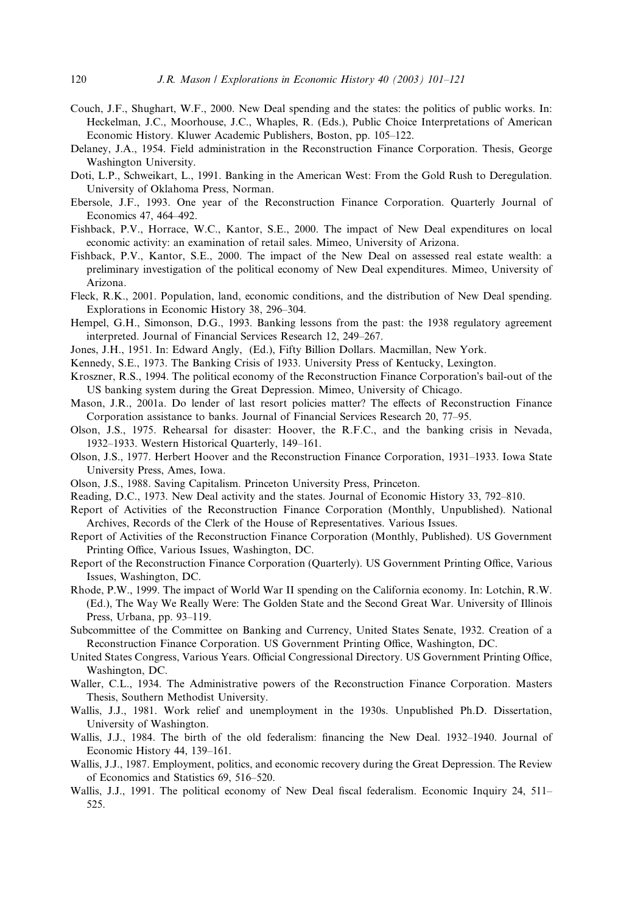Couch, J.F., Shughart, W.F., 2000. New Deal spending and the states: the politics of public works. In: Heckelman, J.C., Moorhouse, J.C., Whaples, R. (Eds.), Public Choice Interpretations of American Economic History. Kluwer Academic Publishers, Boston, pp. 105–122.

Delaney, J.A., 1954. Field administration in the Reconstruction Finance Corporation. Thesis, George Washington University.

Doti, L.P., Schweikart, L., 1991. Banking in the American West: From the Gold Rush to Deregulation. University of Oklahoma Press, Norman.

Ebersole, J.F., 1993. One year of the Reconstruction Finance Corporation. Quarterly Journal of Economics 47, 464–492.

Fishback, P.V., Horrace, W.C., Kantor, S.E., 2000. The impact of New Deal expenditures on local economic activity: an examination of retail sales. Mimeo, University of Arizona.

Fishback, P.V., Kantor, S.E., 2000. The impact of the New Deal on assessed real estate wealth: a preliminary investigation of the political economy of New Deal expenditures. Mimeo, University of Arizona.

Fleck, R.K., 2001. Population, land, economic conditions, and the distribution of New Deal spending. Explorations in Economic History 38, 296–304.

Hempel, G.H., Simonson, D.G., 1993. Banking lessons from the past: the 1938 regulatory agreement interpreted. Journal of Financial Services Research 12, 249–267.

Jones, J.H., 1951. In: Edward Angly, (Ed.), Fifty Billion Dollars. Macmillan, New York.

Kennedy, S.E., 1973. The Banking Crisis of 1933. University Press of Kentucky, Lexington.

Kroszner, R.S., 1994. The political economy of the Reconstruction Finance Corporation's bail-out of the US banking system during the Great Depression. Mimeo, University of Chicago.

Mason, J.R., 2001a. Do lender of last resort policies matter? The effects of Reconstruction Finance Corporation assistance to banks. Journal of Financial Services Research 20, 77–95.

Olson, J.S., 1975. Rehearsal for disaster: Hoover, the R.F.C., and the banking crisis in Nevada, 1932–1933. Western Historical Quarterly, 149–161.

Olson, J.S., 1977. Herbert Hoover and the Reconstruction Finance Corporation, 1931–1933. Iowa State University Press, Ames, Iowa.

Olson, J.S., 1988. Saving Capitalism. Princeton University Press, Princeton.

Reading, D.C., 1973. New Deal activity and the states. Journal of Economic History 33, 792–810.

Report of Activities of the Reconstruction Finance Corporation (Monthly, Unpublished). National Archives, Records of the Clerk of the House of Representatives. Various Issues.

Report of Activities of the Reconstruction Finance Corporation (Monthly, Published). US Government Printing Office, Various Issues, Washington, DC.

Report of the Reconstruction Finance Corporation (Quarterly). US Government Printing Office, Various Issues, Washington, DC.

Rhode, P.W., 1999. The impact of World War II spending on the California economy. In: Lotchin, R.W. (Ed.), The Way We Really Were: The Golden State and the Second Great War. University of Illinois Press, Urbana, pp. 93–119.

Subcommittee of the Committee on Banking and Currency, United States Senate, 1932. Creation of a Reconstruction Finance Corporation. US Government Printing Office, Washington, DC.

United States Congress, Various Years. Official Congressional Directory. US Government Printing Office, Washington, DC.

Waller, C.L., 1934. The Administrative powers of the Reconstruction Finance Corporation. Masters Thesis, Southern Methodist University.

Wallis, J.J., 1981. Work relief and unemployment in the 1930s. Unpublished Ph.D. Dissertation, University of Washington.

Wallis, J.J., 1984. The birth of the old federalism: financing the New Deal. 1932–1940. Journal of Economic History 44, 139–161.

Wallis, J.J., 1987. Employment, politics, and economic recovery during the Great Depression. The Review of Economics and Statistics 69, 516–520.

Wallis, J.J., 1991. The political economy of New Deal fiscal federalism. Economic Inquiry 24, 511–525.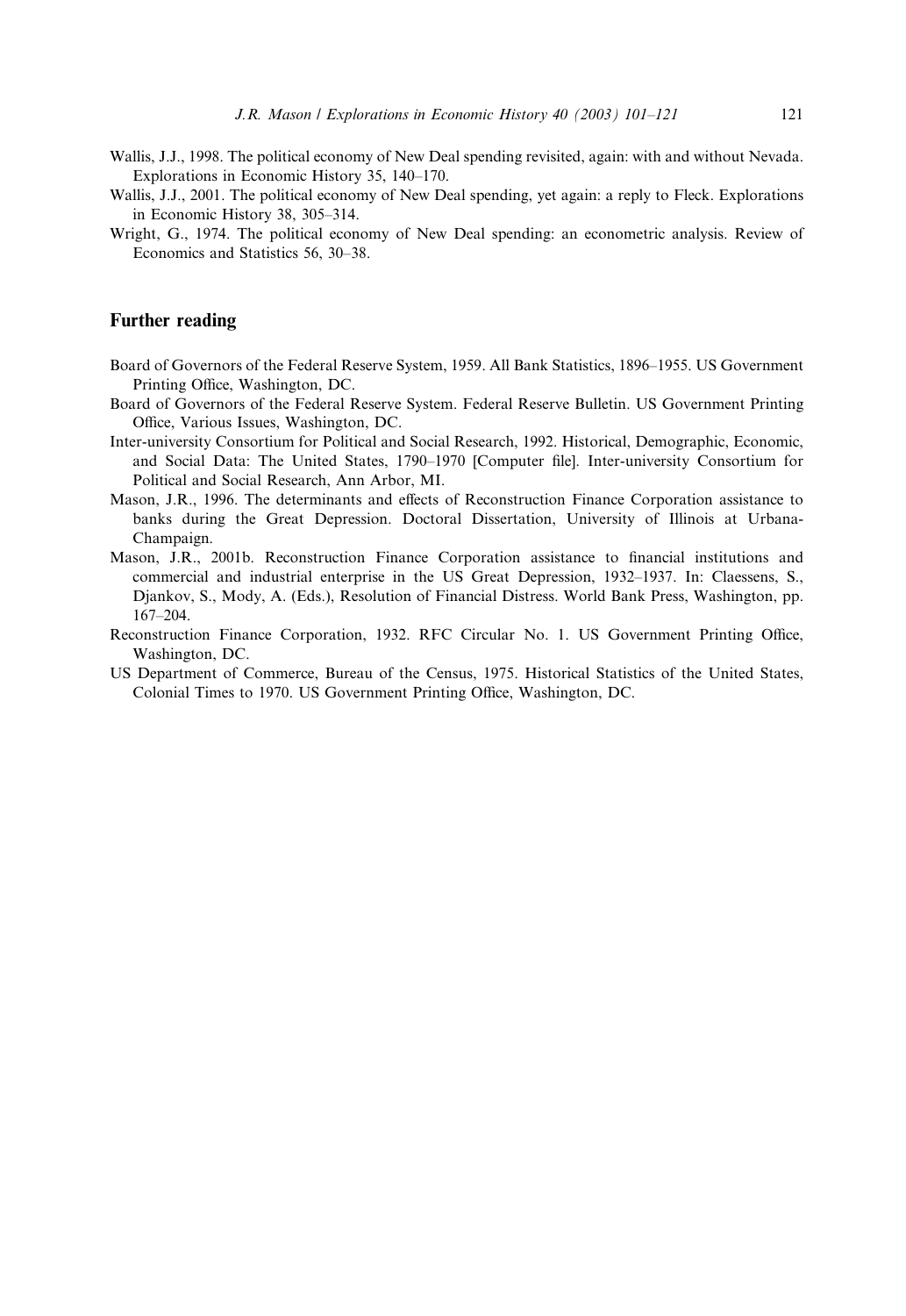Wallis, J.J., 1998. The political economy of New Deal spending revisited, again: with and without Nevada. Explorations in Economic History 35, 140–170.

Wallis, J.J., 2001. The political economy of New Deal spending, yet again: a reply to Fleck. Explorations in Economic History 38, 305–314.

Wright, G., 1974. The political economy of New Deal spending: an econometric analysis. Review of Economics and Statistics 56, 30–38.

## Further reading

Board of Governors of the Federal Reserve System, 1959. All Bank Statistics, 1896–1955. US Government Printing Office, Washington, DC.

Board of Governors of the Federal Reserve System. Federal Reserve Bulletin. US Government Printing Office, Various Issues, Washington, DC.

Inter-university Consortium for Political and Social Research, 1992. Historical, Demographic, Economic, and Social Data: The United States, 1790–1970 [Computer file]. Inter-university Consortium for Political and Social Research, Ann Arbor, MI.

Mason, J.R., 1996. The determinants and effects of Reconstruction Finance Corporation assistance to banks during the Great Depression. Doctoral Dissertation, University of Illinois at Urbana-Champaign.

Mason, J.R., 2001b. Reconstruction Finance Corporation assistance to financial institutions and commercial and industrial enterprise in the US Great Depression, 1932–1937. In: Claessens, S., Djankov, S., Mody, A. (Eds.), Resolution of Financial Distress. World Bank Press, Washington, pp. 167–204.

Reconstruction Finance Corporation, 1932. RFC Circular No. 1. US Government Printing Office, Washington, DC.

US Department of Commerce, Bureau of the Census, 1975. Historical Statistics of the United States, Colonial Times to 1970. US Government Printing Office, Washington, DC.